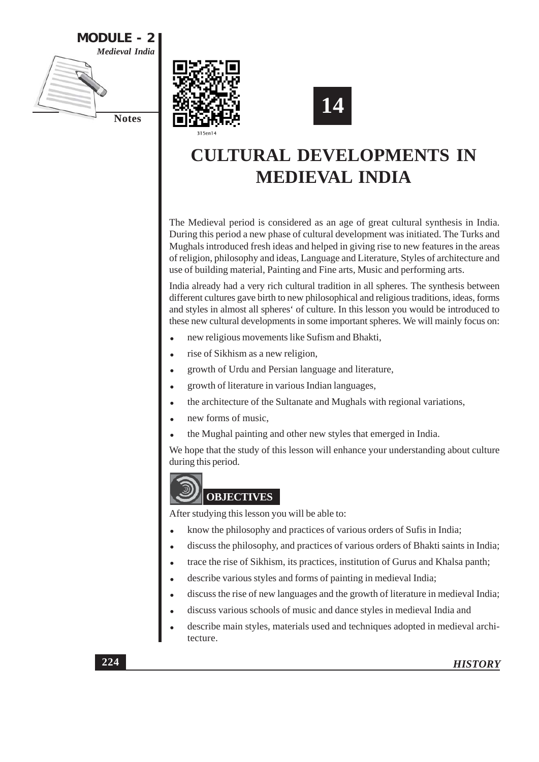# 14

# CULTURAL DEVELOPMENTS IN MEDIEVAL INDIA

The Medieval period is considered as an age of great cultural synthesis in India. During this period a new phase of cultural development was initiated. The Turks and Mughals introduced fresh ideas and helped in giving rise to new features in the areas of religion, philosophy and ideas, Language and Literature, Styles of architecture and use of building material, Painting and Fine arts, Music and performing arts.

India already had a very rich cultural tradition in all spheres. The synthesis between different cultures gave birth to new philosophical and religious traditions, ideas, forms and styles in almost all spheres' of culture. In this lesson you would be introduced to these new cultural developments in some important spheres. We will mainly focus on:

- new religious movements like Sufism and Bhakti,
- rise of Sikhism as a new religion,
- growth of Urdu and Persian language and literature,
- growth of literature in various Indian languages,
- the architecture of the Sultanate and Mughals with regional variations,
- new forms of music,
- the Mughal painting and other new styles that emerged in India.

We hope that the study of this lesson will enhance your understanding about culture during this period.

## OBJECTIVES

After studying this lesson you will be able to:

- know the philosophy and practices of various orders of Sufis in India;
- discuss the philosophy, and practices of various orders of Bhakti saints in India;
- trace the rise of Sikhism, its practices, institution of Gurus and Khalsa panth;
- describe various styles and forms of painting in medieval India;
- discuss the rise of new languages and the growth of literature in medieval India;
- discuss various schools of music and dance styles in medieval India and
- describe main styles, materials used and techniques adopted in medieval architecture.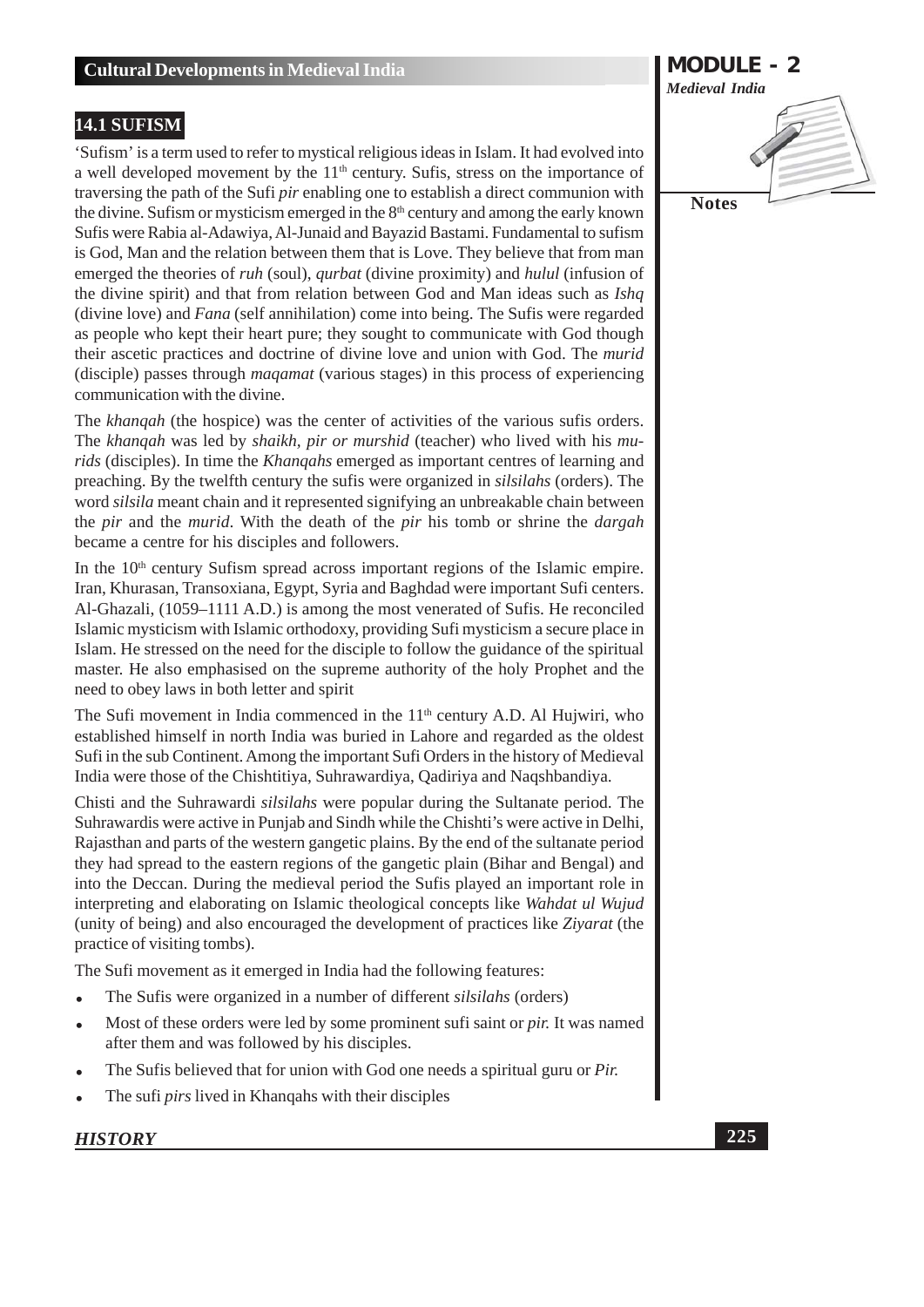## 14.1 SUFISM

'Sufism' is a term used to refer to mystical religious ideas in Islam. It had evolved into a well developed movement by the 11th century. Sufis, stress on the importance of traversing the path of the Sufi *pir* enabling one to establish a direct communion with the divine. Sufism or mysticism emerged in the 8th century and among the early known Sufis were Rabia al-Adawiya, Al-Junaid and Bayazid Bastami. Fundamental to sufism is God, Man and the relation between them that is Love. They believe that from man emerged the theories of *ruh* (soul), *qurbat* (divine proximity) and *hulul* (infusion of the divine spirit) and that from relation between God and Man ideas such as *Ishq* (divine love) and *Fana* (self annihilation) come into being. The Sufis were regarded as people who kept their heart pure; they sought to communicate with God though their ascetic practices and doctrine of divine love and union with God. The *murid* (disciple) passes through *maqamat* (various stages) in this process of experiencing communication with the divine.

The *khanqah* (the hospice) was the center of activities of the various sufis orders. The *khanqah* was led by *shaikh, pir or murshid* (teacher) who lived with his *murids* (disciples). In time the *Khanqahs* emerged as important centres of learning and preaching. By the twelfth century the sufis were organized in *silsilahs* (orders). The word *silsila* meant chain and it represented signifying an unbreakable chain between the *pir* and the *murid*. With the death of the *pir* his tomb or shrine the *dargah* became a centre for his disciples and followers.

In the 10th century Sufism spread across important regions of the Islamic empire. Iran, Khurasan, Transoxiana, Egypt, Syria and Baghdad were important Sufi centers. Al-Ghazali, (1059–1111 A.D.) is among the most venerated of Sufis. He reconciled Islamic mysticism with Islamic orthodoxy, providing Sufi mysticism a secure place in Islam. He stressed on the need for the disciple to follow the guidance of the spiritual master. He also emphasised on the supreme authority of the holy Prophet and the need to obey laws in both letter and spirit

The Sufi movement in India commenced in the 11th century A.D. Al Hujwiri, who established himself in north India was buried in Lahore and regarded as the oldest Sufi in the sub Continent. Among the important Sufi Orders in the history of Medieval India were those of the Chishtitiya, Suhrawardiya, Qadiriya and Naqshbandiya.

Chisti and the Suhrawardi *silsilahs* were popular during the Sultanate period. The Suhrawardis were active in Punjab and Sindh while the Chishti's were active in Delhi, Rajasthan and parts of the western gangetic plains. By the end of the sultanate period they had spread to the eastern regions of the gangetic plain (Bihar and Bengal) and into the Deccan. During the medieval period the Sufis played an important role in interpreting and elaborating on Islamic theological concepts like *Wahdat ul Wujud* (unity of being) and also encouraged the development of practices like *Ziyarat* (the practice of visiting tombs).

The Sufi movement as it emerged in India had the following features:

- The Sufis were organized in a number of different *silsilahs* (orders)
- Most of these orders were led by some prominent sufi saint or *pir.* It was named after them and was followed by his disciples.
- The Sufis believed that for union with God one needs a spiritual guru or *Pir.*
- The sufi *pirs* lived in Khanqahs with their disciples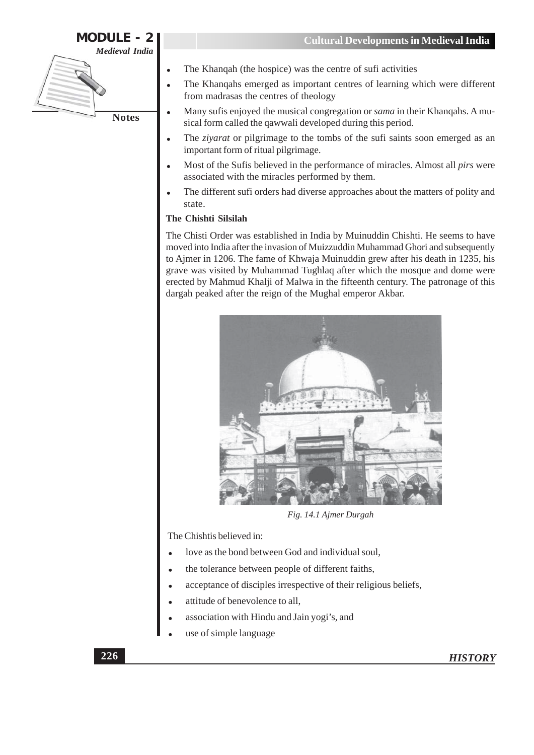- The Khanqah (the hospice) was the centre of sufi activities
- The Khanqahs emerged as important centres of learning which were different from madrasas the centres of theology
- Many sufis enjoyed the musical congregation or *sama* in their Khanqahs. A musical form called the qawwali developed during this period.
- The *ziyarat* or pilgrimage to the tombs of the sufi saints soon emerged as an important form of ritual pilgrimage.
- Most of the Sufis believed in the performance of miracles. Almost all *pirs* were associated with the miracles performed by them.
- The different sufi orders had diverse approaches about the matters of polity and state.

**The Chishti Silsilah**

The Chisti Order was established in India by Muinuddin Chishti. He seems to have moved into India after the invasion of Muizzuddin Muhammad Ghori and subsequently to Ajmer in 1206. The fame of Khwaja Muinuddin grew after his death in 1235, his grave was visited by Muhammad Tughlaq after which the mosque and dome were erected by Mahmud Khalji of Malwa in the fifteenth century. The patronage of this dargah peaked after the reign of the Mughal emperor Akbar.

*Fig. 14.1 Ajmer Durgah*

The Chishtis believed in:

- love as the bond between God and individual soul,
- the tolerance between people of different faiths,
- acceptance of disciples irrespective of their religious beliefs,
- attitude of benevolence to all,
- association with Hindu and Jain yogi's, and
- use of simple language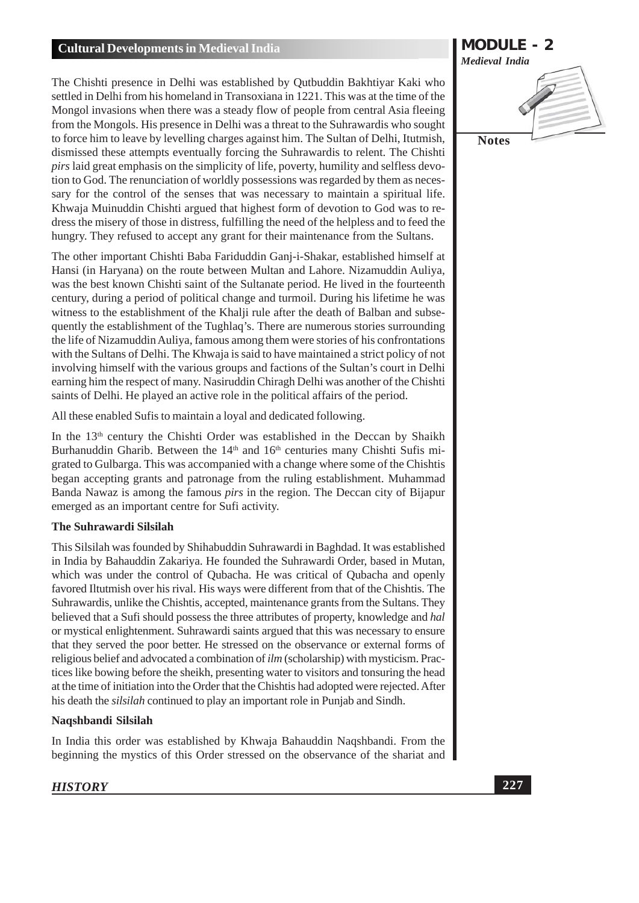The Chishti presence in Delhi was established by Qutbuddin Bakhtiyar Kaki who settled in Delhi from his homeland in Transoxiana in 1221. This was at the time of the Mongol invasions when there was a steady flow of people from central Asia fleeing from the Mongols. His presence in Delhi was a threat to the Suhrawardis who sought to force him to leave by levelling charges against him. The Sultan of Delhi, Itutmish, dismissed these attempts eventually forcing the Suhrawardis to relent. The Chishti *pirs* laid great emphasis on the simplicity of life, poverty, humility and selfless devotion to God. The renunciation of worldly possessions was regarded by them as necessary for the control of the senses that was necessary to maintain a spiritual life. Khwaja Muinuddin Chishti argued that highest form of devotion to God was to redress the misery of those in distress, fulfilling the need of the helpless and to feed the hungry. They refused to accept any grant for their maintenance from the Sultans.

The other important Chishti Baba Fariduddin Ganj-i-Shakar, established himself at Hansi (in Haryana) on the route between Multan and Lahore. Nizamuddin Auliya, was the best known Chishti saint of the Sultanate period. He lived in the fourteenth century, during a period of political change and turmoil. During his lifetime he was witness to the establishment of the Khalji rule after the death of Balban and subsequently the establishment of the Tughlaq's. There are numerous stories surrounding the life of Nizamuddin Auliya, famous among them were stories of his confrontations with the Sultans of Delhi. The Khwaja is said to have maintained a strict policy of not involving himself with the various groups and factions of the Sultan's court in Delhi earning him the respect of many. Nasiruddin Chiragh Delhi was another of the Chishti saints of Delhi. He played an active role in the political affairs of the period.

All these enabled Sufis to maintain a loyal and dedicated following.

In the 13th century the Chishti Order was established in the Deccan by Shaikh Burhanuddin Gharib. Between the 14th and 16th centuries many Chishti Sufis migrated to Gulbarga. This was accompanied with a change where some of the Chishtis began accepting grants and patronage from the ruling establishment. Muhammad Banda Nawaz is among the famous *pirs* in the region. The Deccan city of Bijapur emerged as an important centre for Sufi activity.

### The Suhrawardi Silsilah

This Silsilah was founded by Shihabuddin Suhrawardi in Baghdad. It was established in India by Bahauddin Zakariya. He founded the Suhrawardi Order, based in Mutan, which was under the control of Qubacha. He was critical of Qubacha and openly favored Iltutmish over his rival. His ways were different from that of the Chishtis. The Suhrawardis, unlike the Chishtis, accepted, maintenance grants from the Sultans. They believed that a Sufi should possess the three attributes of property, knowledge and *hal* or mystical enlightenment. Suhrawardi saints argued that this was necessary to ensure that they served the poor better. He stressed on the observance or external forms of religious belief and advocated a combination of *ilm* (scholarship) with mysticism. Practices like bowing before the sheikh, presenting water to visitors and tonsuring the head at the time of initiation into the Order that the Chishtis had adopted were rejected. After his death the *silsilah* continued to play an important role in Punjab and Sindh.

### Naqshbandi Silsilah

In India this order was established by Khwaja Bahauddin Naqshbandi. From the beginning the mystics of this Order stressed on the observance of the shariat and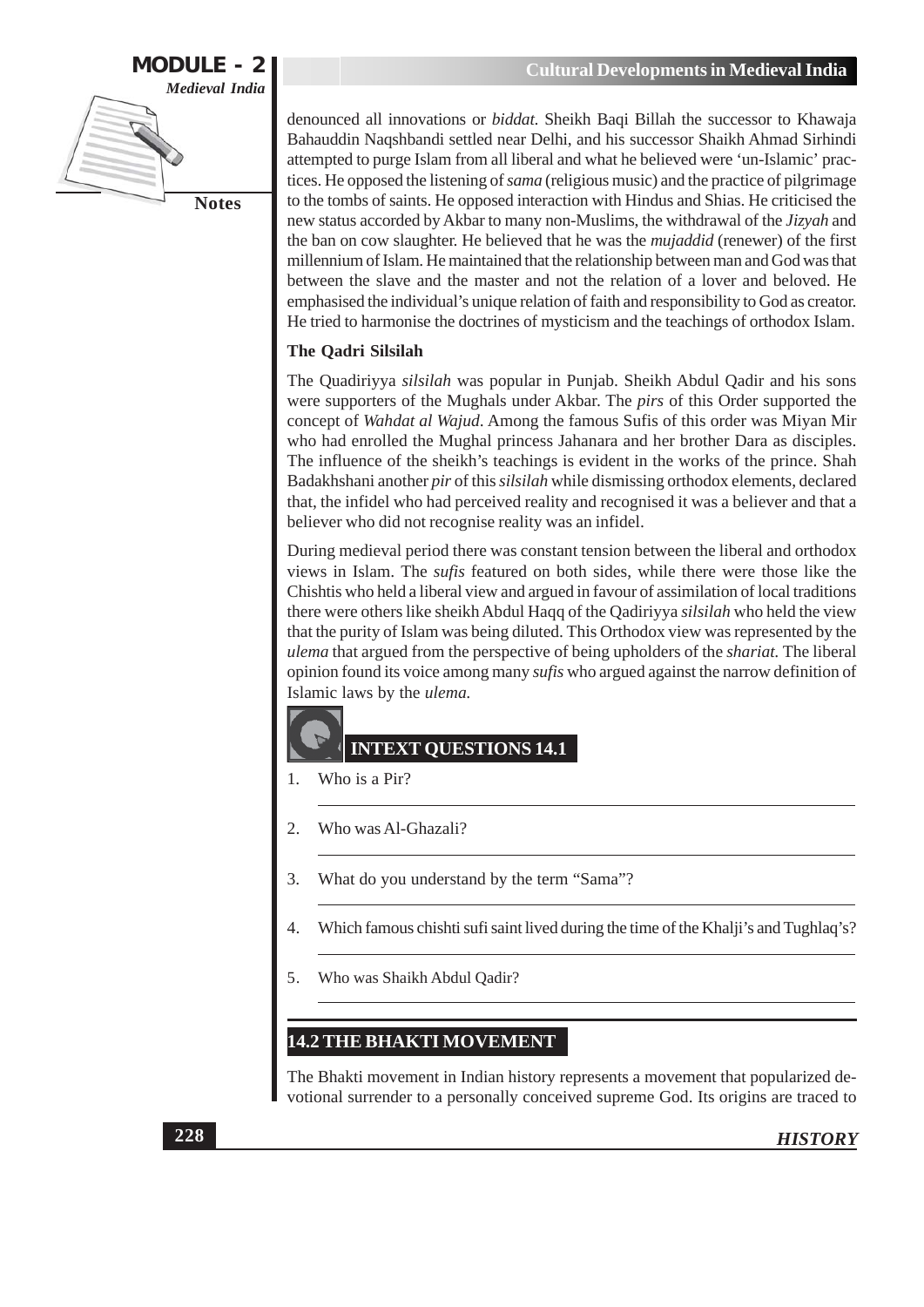denounced all innovations or *biddat*. Sheikh Baqi Billah the successor to Khawaja Bahauddin Naqshbandi settled near Delhi, and his successor Shaikh Ahmad Sirhindi attempted to purge Islam from all liberal and what he believed were 'un-Islamic' practices. He opposed the listening of *sama* (religious music) and the practice of pilgrimage to the tombs of saints. He opposed interaction with Hindus and Shias. He criticised the new status accorded by Akbar to many non-Muslims, the withdrawal of the *Jizyah* and the ban on cow slaughter. He believed that he was the *mujaddid* (renewer) of the first millennium of Islam. He maintained that the relationship between man and God was that between the slave and the master and not the relation of a lover and beloved. He emphasised the individual's unique relation of faith and responsibility to God as creator. He tried to harmonise the doctrines of mysticism and the teachings of orthodox Islam.

### The Qadri Silsilah

The Quadiriyya *silsilah* was popular in Punjab. Sheikh Abdul Qadir and his sons were supporters of the Mughals under Akbar. The *pirs* of this Order supported the concept of *Wahdat al Wajud*. Among the famous Sufis of this order was Miyan Mir who had enrolled the Mughal princess Jahanara and her brother Dara as disciples. The influence of the sheikh's teachings is evident in the works of the prince. Shah Badakhshani another *pir* of this *silsilah* while dismissing orthodox elements, declared that, the infidel who had perceived reality and recognised it was a believer and that a believer who did not recognise reality was an infidel.

During medieval period there was constant tension between the liberal and orthodox views in Islam. The *sufis* featured on both sides, while there were those like the Chishtis who held a liberal view and argued in favour of assimilation of local traditions there were others like sheikh Abdul Haqq of the Qadiriyya *silsilah* who held the view that the purity of Islam was being diluted. This Orthodox view was represented by the *ulema* that argued from the perspective of being upholders of the *shariat.* The liberal opinion found its voice among many *sufis* who argued against the narrow definition of Islamic laws by the *ulema.*

### INTEXT QUESTIONS 14.1

1. Who is a Pir?
2. Who was Al-Ghazali?
3. What do you understand by the term "Sama"?
4. Which famous chishti sufi saint lived during the time of the Khalji's and Tughlaq's?
5. Who was Shaikh Abdul Qadir?

## 14.2 THE BHAKTI MOVEMENT

The Bhakti movement in Indian history represents a movement that popularized devotional surrender to a personally conceived supreme God. Its origins are traced to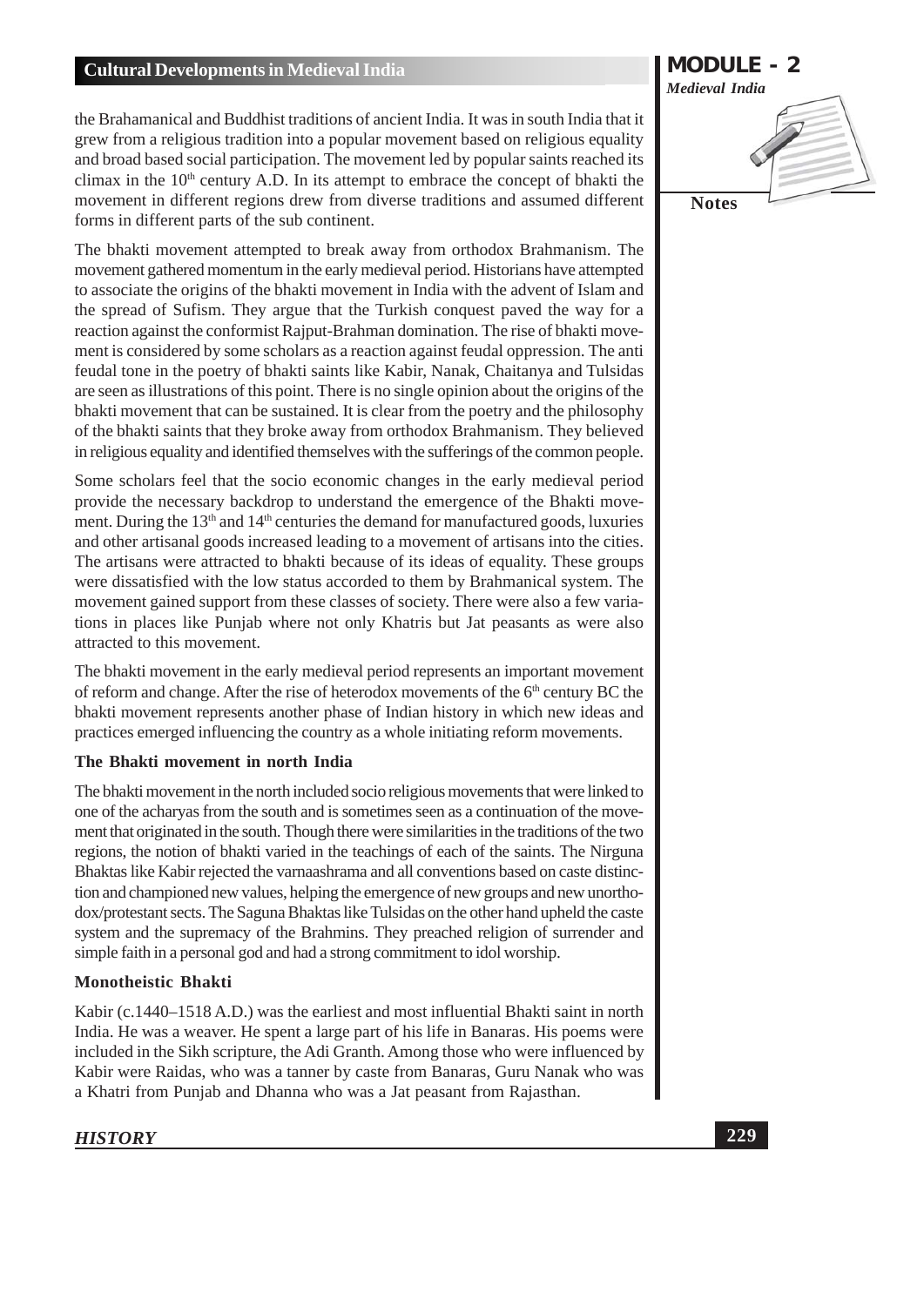the Brahamanical and Buddhist traditions of ancient India. It was in south India that it grew from a religious tradition into a popular movement based on religious equality and broad based social participation. The movement led by popular saints reached its climax in the 10th century A.D. In its attempt to embrace the concept of bhakti the movement in different regions drew from diverse traditions and assumed different forms in different parts of the sub continent.

The bhakti movement attempted to break away from orthodox Brahmanism. The movement gathered momentum in the early medieval period. Historians have attempted to associate the origins of the bhakti movement in India with the advent of Islam and the spread of Sufism. They argue that the Turkish conquest paved the way for a reaction against the conformist Rajput-Brahman domination. The rise of bhakti movement is considered by some scholars as a reaction against feudal oppression. The anti feudal tone in the poetry of bhakti saints like Kabir, Nanak, Chaitanya and Tulsidas are seen as illustrations of this point. There is no single opinion about the origins of the bhakti movement that can be sustained. It is clear from the poetry and the philosophy of the bhakti saints that they broke away from orthodox Brahmanism. They believed in religious equality and identified themselves with the sufferings of the common people.

Some scholars feel that the socio economic changes in the early medieval period provide the necessary backdrop to understand the emergence of the Bhakti movement. During the 13th and 14th centuries the demand for manufactured goods, luxuries and other artisanal goods increased leading to a movement of artisans into the cities. The artisans were attracted to bhakti because of its ideas of equality. These groups were dissatisfied with the low status accorded to them by Brahmanical system. The movement gained support from these classes of society. There were also a few variations in places like Punjab where not only Khatris but Jat peasants as were also attracted to this movement.

The bhakti movement in the early medieval period represents an important movement of reform and change. After the rise of heterodox movements of the 6th century BC the bhakti movement represents another phase of Indian history in which new ideas and practices emerged influencing the country as a whole initiating reform movements.

### The Bhakti movement in north India

The bhakti movement in the north included socio religious movements that were linked to one of the acharyas from the south and is sometimes seen as a continuation of the movement that originated in the south. Though there were similarities in the traditions of the two regions, the notion of bhakti varied in the teachings of each of the saints. The Nirguna Bhaktas like Kabir rejected the varnaashrama and all conventions based on caste distinction and championed new values, helping the emergence of new groups and new unorthodox/protestant sects. The Saguna Bhaktas like Tulsidas on the other hand upheld the caste system and the supremacy of the Brahmins. They preached religion of surrender and simple faith in a personal god and had a strong commitment to idol worship.

### Monotheistic Bhakti

Kabir (c.1440–1518 A.D.) was the earliest and most influential Bhakti saint in north India. He was a weaver. He spent a large part of his life in Banaras. His poems were included in the Sikh scripture, the Adi Granth. Among those who were influenced by Kabir were Raidas, who was a tanner by caste from Banaras, Guru Nanak who was a Khatri from Punjab and Dhanna who was a Jat peasant from Rajasthan.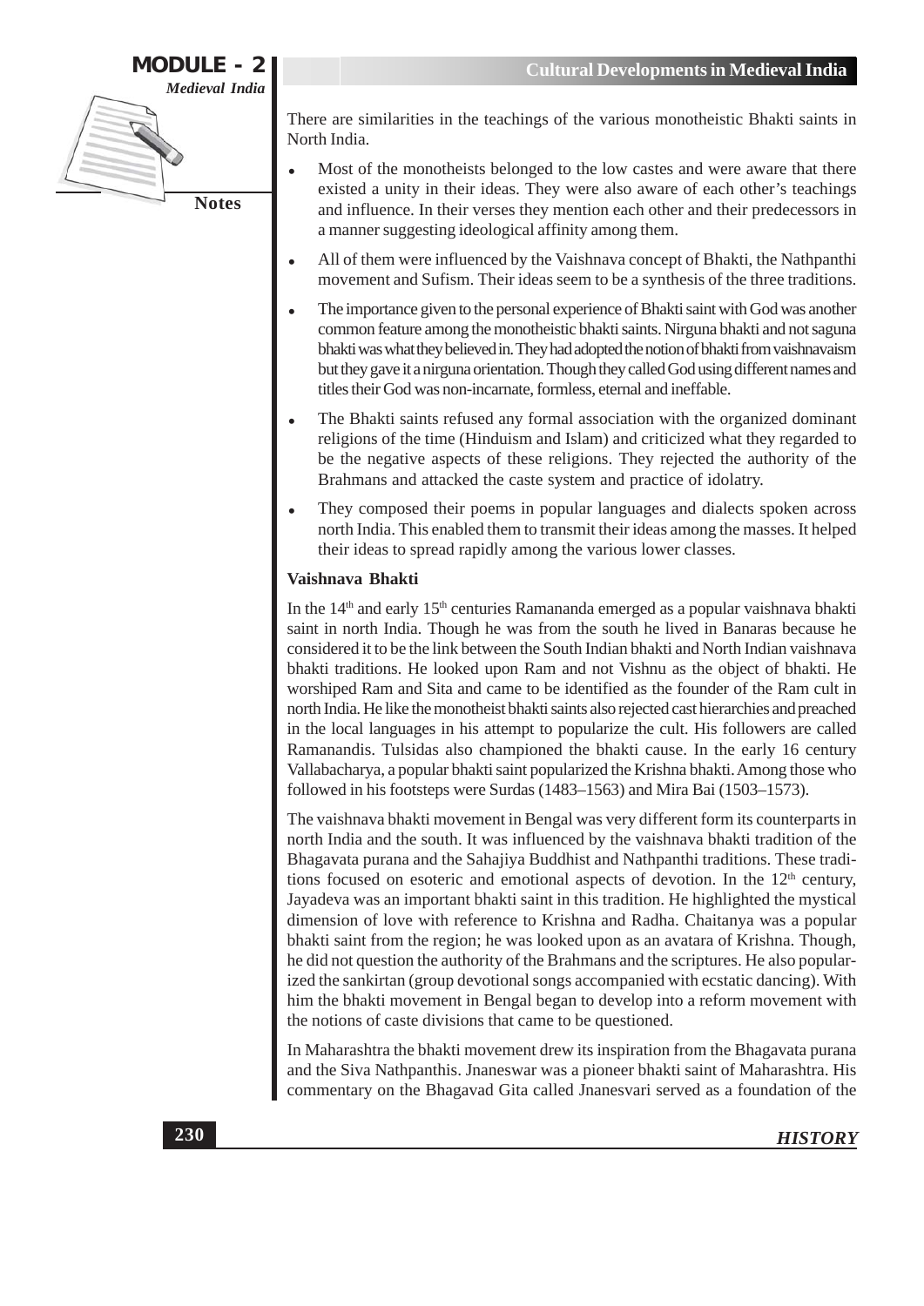There are similarities in the teachings of the various monotheistic Bhakti saints in North India.

- Most of the monotheists belonged to the low castes and were aware that there existed a unity in their ideas. They were also aware of each other's teachings and influence. In their verses they mention each other and their predecessors in a manner suggesting ideological affinity among them.
- All of them were influenced by the Vaishnava concept of Bhakti, the Nathpanthi movement and Sufism. Their ideas seem to be a synthesis of the three traditions.
- The importance given to the personal experience of Bhakti saint with God was another common feature among the monotheistic bhakti saints. Nirguna bhakti and not saguna bhakti was what they believed in. They had adopted the notion of bhakti from vaishnavaism but they gave it a nirguna orientation. Though they called God using different names and titles their God was non-incarnate, formless, eternal and ineffable.
- The Bhakti saints refused any formal association with the organized dominant religions of the time (Hinduism and Islam) and criticized what they regarded to be the negative aspects of these religions. They rejected the authority of the Brahmans and attacked the caste system and practice of idolatry.
- They composed their poems in popular languages and dialects spoken across north India. This enabled them to transmit their ideas among the masses. It helped their ideas to spread rapidly among the various lower classes.

**Vaishnava Bhakti**

In the 14th and early 15th centuries Ramananda emerged as a popular vaishnava bhakti saint in north India. Though he was from the south he lived in Banaras because he considered it to be the link between the South Indian bhakti and North Indian vaishnava bhakti traditions. He looked upon Ram and not Vishnu as the object of bhakti. He worshiped Ram and Sita and came to be identified as the founder of the Ram cult in north India. He like the monotheist bhakti saints also rejected cast hierarchies and preached in the local languages in his attempt to popularize the cult. His followers are called Ramanandis. Tulsidas also championed the bhakti cause. In the early 16 century Vallabacharya, a popular bhakti saint popularized the Krishna bhakti. Among those who followed in his footsteps were Surdas (1483–1563) and Mira Bai (1503–1573).

The vaishnava bhakti movement in Bengal was very different form its counterparts in north India and the south. It was influenced by the vaishnava bhakti tradition of the Bhagavata purana and the Sahajiya Buddhist and Nathpanthi traditions. These traditions focused on esoteric and emotional aspects of devotion. In the 12th century, Jayadeva was an important bhakti saint in this tradition. He highlighted the mystical dimension of love with reference to Krishna and Radha. Chaitanya was a popular bhakti saint from the region; he was looked upon as an avatara of Krishna. Though, he did not question the authority of the Brahmans and the scriptures. He also popularized the sankirtan (group devotional songs accompanied with ecstatic dancing). With him the bhakti movement in Bengal began to develop into a reform movement with the notions of caste divisions that came to be questioned.

In Maharashtra the bhakti movement drew its inspiration from the Bhagavata purana and the Siva Nathpanthis. Jnaneswar was a pioneer bhakti saint of Maharashtra. His commentary on the Bhagavad Gita called Jnanesvari served as a foundation of the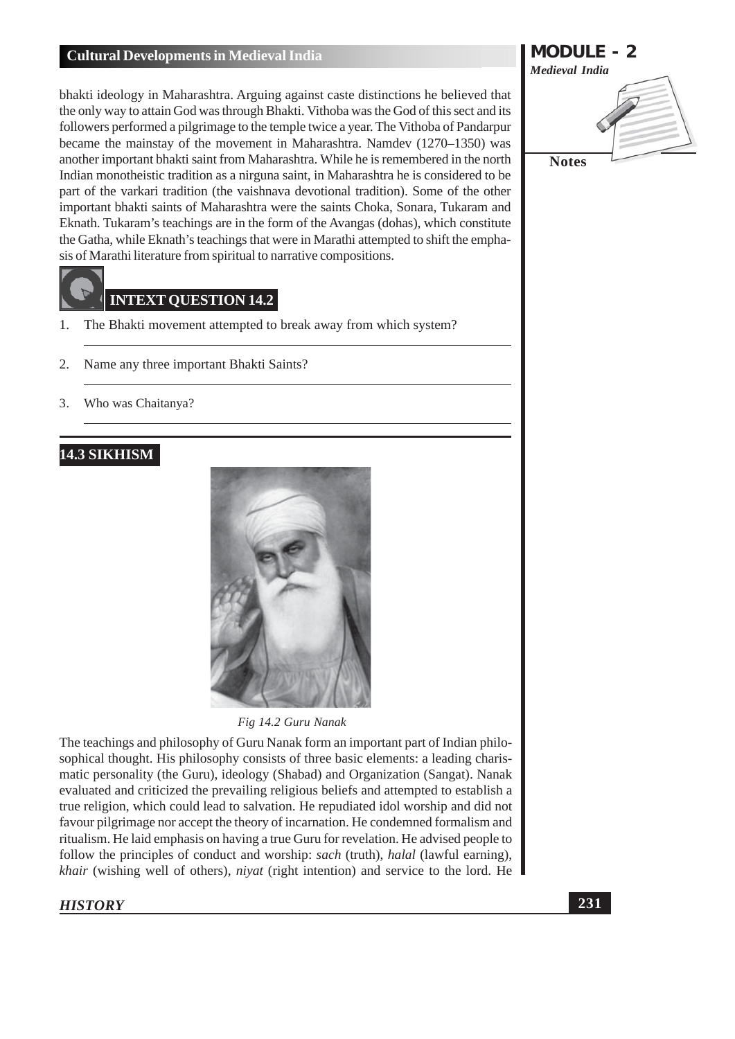bhakti ideology in Maharashtra. Arguing against caste distinctions he believed that the only way to attain God was through Bhakti. Vithoba was the God of this sect and its followers performed a pilgrimage to the temple twice a year. The Vithoba of Pandarpur became the mainstay of the movement in Maharashtra. Namdev (1270–1350) was another important bhakti saint from Maharashtra. While he is remembered in the north Indian monotheistic tradition as a nirguna saint, in Maharashtra he is considered to be part of the varkari tradition (the vaishnava devotional tradition). Some of the other important bhakti saints of Maharashtra were the saints Choka, Sonara, Tukaram and Eknath. Tukaram's teachings are in the form of the Avangas (dohas), which constitute the Gatha, while Eknath's teachings that were in Marathi attempted to shift the emphasis of Marathi literature from spiritual to narrative compositions.

## INTEXT QUESTION 14.2

1. The Bhakti movement attempted to break away from which system?

2. Name any three important Bhakti Saints?

3. Who was Chaitanya?

## 14.3 SIKHISM

Fig 14.2 Guru Nanak

The teachings and philosophy of Guru Nanak form an important part of Indian philosophical thought. His philosophy consists of three basic elements: a leading charismatic personality (the Guru), ideology (Shabad) and Organization (Sangat). Nanak evaluated and criticized the prevailing religious beliefs and attempted to establish a true religion, which could lead to salvation. He repudiated idol worship and did not favour pilgrimage nor accept the theory of incarnation. He condemned formalism and ritualism. He laid emphasis on having a true Guru for revelation. He advised people to follow the principles of conduct and worship: *sach* (truth), *halal* (lawful earning), *khair* (wishing well of others), *niyat* (right intention) and service to the lord. He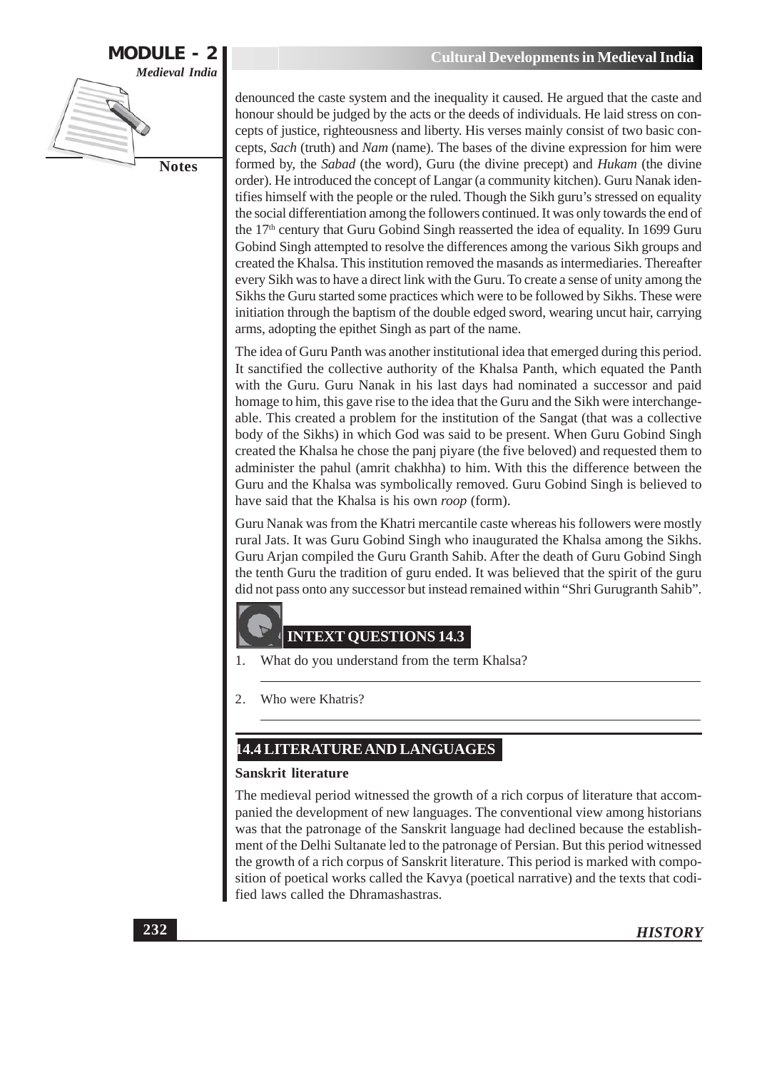denounced the caste system and the inequality it caused. He argued that the caste and honour should be judged by the acts or the deeds of individuals. He laid stress on concepts of justice, righteousness and liberty. His verses mainly consist of two basic concepts, *Sach* (truth) and *Nam* (name). The bases of the divine expression for him were formed by, the *Sabad* (the word), Guru (the divine precept) and *Hukam* (the divine order). He introduced the concept of Langar (a community kitchen). Guru Nanak identifies himself with the people or the ruled. Though the Sikh guru's stressed on equality the social differentiation among the followers continued. It was only towards the end of the 17th century that Guru Gobind Singh reasserted the idea of equality. In 1699 Guru Gobind Singh attempted to resolve the differences among the various Sikh groups and created the Khalsa. This institution removed the masands as intermediaries. Thereafter every Sikh was to have a direct link with the Guru. To create a sense of unity among the Sikhs the Guru started some practices which were to be followed by Sikhs. These were initiation through the baptism of the double edged sword, wearing uncut hair, carrying arms, adopting the epithet Singh as part of the name.

The idea of Guru Panth was another institutional idea that emerged during this period. It sanctified the collective authority of the Khalsa Panth, which equated the Panth with the Guru. Guru Nanak in his last days had nominated a successor and paid homage to him, this gave rise to the idea that the Guru and the Sikh were interchangeable. This created a problem for the institution of the Sangat (that was a collective body of the Sikhs) in which God was said to be present. When Guru Gobind Singh created the Khalsa he chose the panj piyare (the five beloved) and requested them to administer the pahul (amrit chakhha) to him. With this the difference between the Guru and the Khalsa was symbolically removed. Guru Gobind Singh is believed to have said that the Khalsa is his own *roop* (form).

Guru Nanak was from the Khatri mercantile caste whereas his followers were mostly rural Jats. It was Guru Gobind Singh who inaugurated the Khalsa among the Sikhs. Guru Arjan compiled the Guru Granth Sahib. After the death of Guru Gobind Singh the tenth Guru the tradition of guru ended. It was believed that the spirit of the guru did not pass onto any successor but instead remained within "Shri Gurugranth Sahib".

### INTEXT QUESTIONS 14.3

1. What do you understand from the term Khalsa?

2. Who were Khatris?

## 14.4 LITERATURE AND LANGUAGES

**Sanskrit literature**

The medieval period witnessed the growth of a rich corpus of literature that accompanied the development of new languages. The conventional view among historians was that the patronage of the Sanskrit language had declined because the establishment of the Delhi Sultanate led to the patronage of Persian. But this period witnessed the growth of a rich corpus of Sanskrit literature. This period is marked with composition of poetical works called the Kavya (poetical narrative) and the texts that codified laws called the Dhramashastras.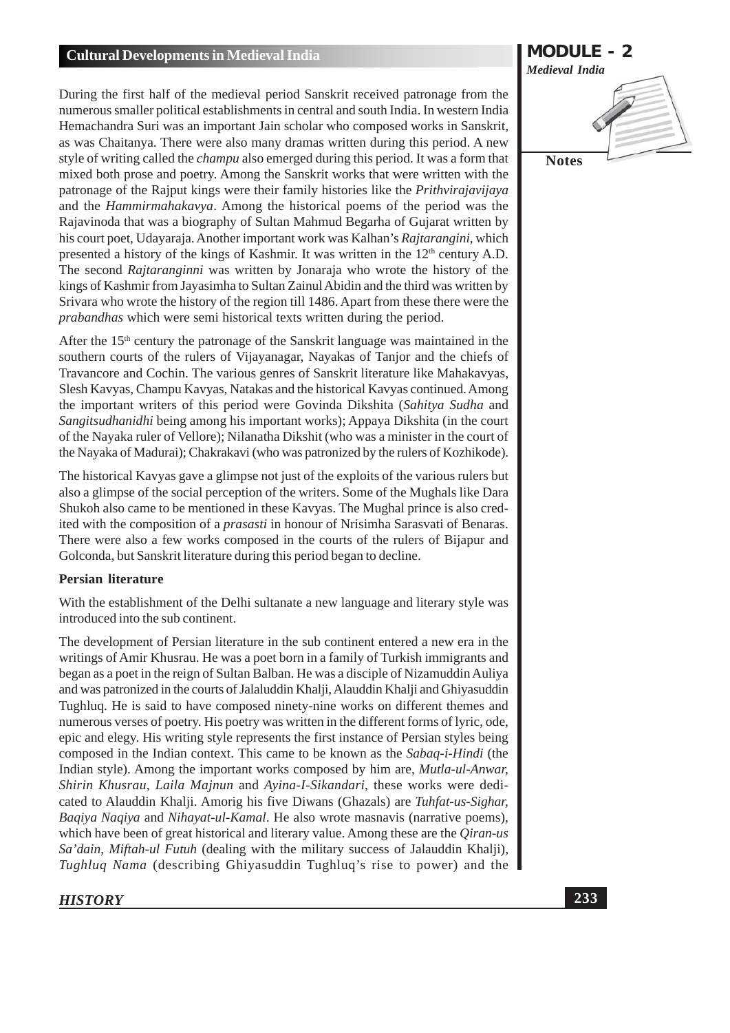During the first half of the medieval period Sanskrit received patronage from the numerous smaller political establishments in central and south India. In western India Hemachandra Suri was an important Jain scholar who composed works in Sanskrit, as was Chaitanya. There were also many dramas written during this period. A new style of writing called the *champu* also emerged during this period. It was a form that mixed both prose and poetry. Among the Sanskrit works that were written with the patronage of the Rajput kings were their family histories like the *Prithvirajavijaya* and the *Hammirmahakavya*. Among the historical poems of the period was the Rajavinoda that was a biography of Sultan Mahmud Begarha of Gujarat written by his court poet, Udayaraja. Another important work was Kalhan's *Rajtarangini*, which presented a history of the kings of Kashmir. It was written in the 12th century A.D. The second *Rajtaranginni* was written by Jonaraja who wrote the history of the kings of Kashmir from Jayasimha to Sultan Zainul Abidin and the third was written by Srivara who wrote the history of the region till 1486. Apart from these there were the *prabandhas* which were semi historical texts written during the period.

After the 15th century the patronage of the Sanskrit language was maintained in the southern courts of the rulers of Vijayanagar, Nayakas of Tanjor and the chiefs of Travancore and Cochin. The various genres of Sanskrit literature like Mahakavyas, Slesh Kavyas, Champu Kavyas, Natakas and the historical Kavyas continued. Among the important writers of this period were Govinda Dikshita (*Sahitya Sudha* and *Sangitsudhanidhi* being among his important works); Appaya Dikshita (in the court of the Nayaka ruler of Vellore); Nilanatha Dikshit (who was a minister in the court of the Nayaka of Madurai); Chakrakavi (who was patronized by the rulers of Kozhikode).

The historical Kavyas gave a glimpse not just of the exploits of the various rulers but also a glimpse of the social perception of the writers. Some of the Mughals like Dara Shukoh also came to be mentioned in these Kavyas. The Mughal prince is also credited with the composition of a *prasasti* in honour of Nrisimha Sarasvati of Benaras. There were also a few works composed in the courts of the rulers of Bijapur and Golconda, but Sanskrit literature during this period began to decline.

**Persian literature**

With the establishment of the Delhi sultanate a new language and literary style was introduced into the sub continent.

The development of Persian literature in the sub continent entered a new era in the writings of Amir Khusrau. He was a poet born in a family of Turkish immigrants and began as a poet in the reign of Sultan Balban. He was a disciple of Nizamuddin Auliya and was patronized in the courts of Jalaluddin Khalji, Alauddin Khalji and Ghiyasuddin Tughluq. He is said to have composed ninety-nine works on different themes and numerous verses of poetry. His poetry was written in the different forms of lyric, ode, epic and elegy. His writing style represents the first instance of Persian styles being composed in the Indian context. This came to be known as the *Sabaq-i-Hindi* (the Indian style). Among the important works composed by him are, *Mutla-ul-Anwar, Shirin Khusrau, Laila Majnun* and *Ayina-I-Sikandari*, these works were dedicated to Alauddin Khalji. Amorig his five Diwans (Ghazals) are *Tuhfat-us-Sighar, Baqiya Naqiya* and *Nihayat-ul-Kamal*. He also wrote masnavis (narrative poems), which have been of great historical and literary value. Among these are the *Qiran-us Sa'dain, Miftah-ul Futuh* (dealing with the military success of Jalauddin Khalji), *Tughluq Nama* (describing Ghiyasuddin Tughluq's rise to power) and the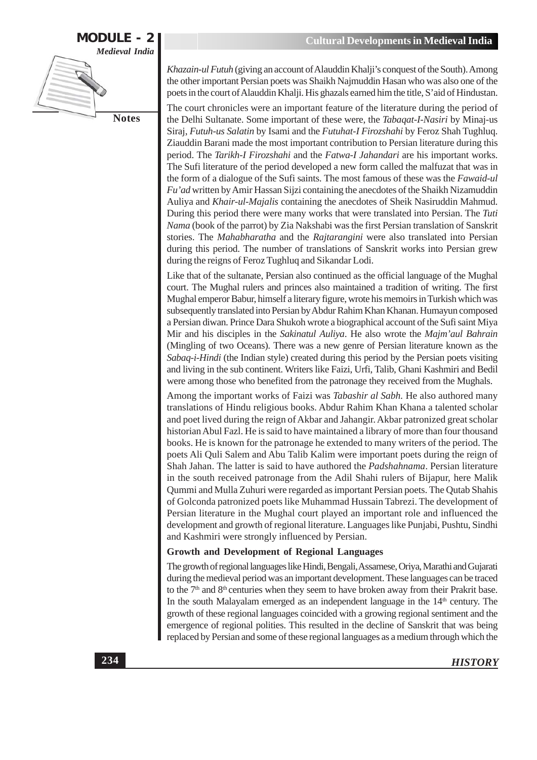*Khazain-ul Futuh* (giving an account of Alauddin Khalji's conquest of the South). Among the other important Persian poets was Shaikh Najmuddin Hasan who was also one of the poets in the court of Alauddin Khalji. His ghazals earned him the title, S'aid of Hindustan.

The court chronicles were an important feature of the literature during the period of the Delhi Sultanate. Some important of these were, the *Tabaqat-I-Nasiri* by Minaj-us Siraj, *Futuh-us Salatin* by Isami and the *Futuhat-I Firozshahi* by Feroz Shah Tughluq. Ziauddin Barani made the most important contribution to Persian literature during this period. The *Tarikh-I Firozshahi* and the *Fatwa-I Jahandari* are his important works. The Sufi literature of the period developed a new form called the malfuzat that was in the form of a dialogue of the Sufi saints. The most famous of these was the *Fawaid-ul Fu'ad* written by Amir Hassan Sijzi containing the anecdotes of the Shaikh Nizamuddin Auliya and *Khair-ul-Majalis* containing the anecdotes of Sheik Nasiruddin Mahmud. During this period there were many works that were translated into Persian. The *Tuti Nama* (book of the parrot) by Zia Nakshabi was the first Persian translation of Sanskrit stories. The *Mahabharatha* and the *Rajtarangini* were also translated into Persian during this period. The number of translations of Sanskrit works into Persian grew during the reigns of Feroz Tughluq and Sikandar Lodi.

Like that of the sultanate, Persian also continued as the official language of the Mughal court. The Mughal rulers and princes also maintained a tradition of writing. The first Mughal emperor Babur, himself a literary figure, wrote his memoirs in Turkish which was subsequently translated into Persian by Abdur Rahim Khan Khanan. Humayun composed a Persian diwan. Prince Dara Shukoh wrote a biographical account of the Sufi saint Miya Mir and his disciples in the *Sakinatul Auliya*. He also wrote the *Majm'aul Bahrain* (Mingling of two Oceans). There was a new genre of Persian literature known as the *Sabaq-i-Hindi* (the Indian style) created during this period by the Persian poets visiting and living in the sub continent. Writers like Faizi, Urfi, Talib, Ghani Kashmiri and Bedil were among those who benefited from the patronage they received from the Mughals.

Among the important works of Faizi was *Tabashir al Sabh*. He also authored many translations of Hindu religious books. Abdur Rahim Khan Khana a talented scholar and poet lived during the reign of Akbar and Jahangir. Akbar patronized great scholar historian Abul Fazl. He is said to have maintained a library of more than four thousand books. He is known for the patronage he extended to many writers of the period. The poets Ali Quli Salem and Abu Talib Kalim were important poets during the reign of Shah Jahan. The latter is said to have authored the *Padshahnama*. Persian literature in the south received patronage from the Adil Shahi rulers of Bijapur, here Malik Qummi and Mulla Zuhuri were regarded as important Persian poets. The Qutab Shahis of Golconda patronized poets like Muhammad Hussain Tabrezi. The development of Persian literature in the Mughal court played an important role and influenced the development and growth of regional literature. Languages like Punjabi, Pushtu, Sindhi and Kashmiri were strongly influenced by Persian.

### Growth and Development of Regional Languages

The growth of regional languages like Hindi, Bengali, Assamese, Oriya, Marathi and Gujarati during the medieval period was an important development. These languages can be traced to the 7th and 8th centuries when they seem to have broken away from their Prakrit base. In the south Malayalam emerged as an independent language in the 14th century. The growth of these regional languages coincided with a growing regional sentiment and the emergence of regional polities. This resulted in the decline of Sanskrit that was being replaced by Persian and some of these regional languages as a medium through which the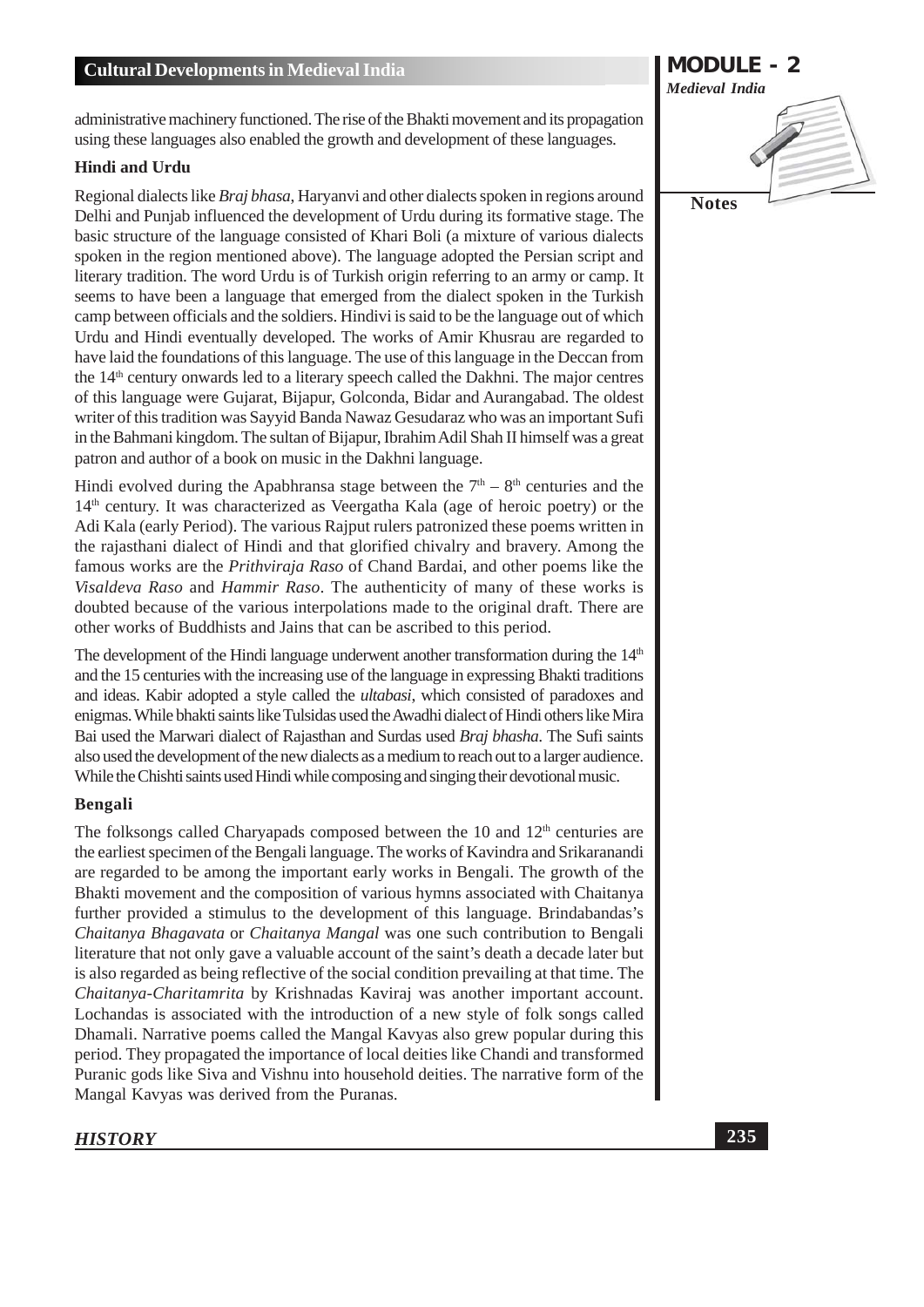administrative machinery functioned. The rise of the Bhakti movement and its propagation using these languages also enabled the growth and development of these languages.

### Hindi and Urdu

Regional dialects like *Braj bhasa*, Haryanvi and other dialects spoken in regions around Delhi and Punjab influenced the development of Urdu during its formative stage. The basic structure of the language consisted of Khari Boli (a mixture of various dialects spoken in the region mentioned above). The language adopted the Persian script and literary tradition. The word Urdu is of Turkish origin referring to an army or camp. It seems to have been a language that emerged from the dialect spoken in the Turkish camp between officials and the soldiers. Hindivi is said to be the language out of which Urdu and Hindi eventually developed. The works of Amir Khusrau are regarded to have laid the foundations of this language. The use of this language in the Deccan from the 14th century onwards led to a literary speech called the Dakhni. The major centres of this language were Gujarat, Bijapur, Golconda, Bidar and Aurangabad. The oldest writer of this tradition was Sayyid Banda Nawaz Gesudaraz who was an important Sufi in the Bahmani kingdom. The sultan of Bijapur, Ibrahim Adil Shah II himself was a great patron and author of a book on music in the Dakhni language.

Hindi evolved during the Apabhransa stage between the 7th – 8th centuries and the 14th century. It was characterized as Veergatha Kala (age of heroic poetry) or the Adi Kala (early Period). The various Rajput rulers patronized these poems written in the rajasthani dialect of Hindi and that glorified chivalry and bravery. Among the famous works are the *Prithviraja Raso* of Chand Bardai, and other poems like the *Visaldeva Raso* and *Hammir Raso*. The authenticity of many of these works is doubted because of the various interpolations made to the original draft. There are other works of Buddhists and Jains that can be ascribed to this period.

The development of the Hindi language underwent another transformation during the 14th and the 15 centuries with the increasing use of the language in expressing Bhakti traditions and ideas. Kabir adopted a style called the *ultabasi*, which consisted of paradoxes and enigmas. While bhakti saints like Tulsidas used the Awadhi dialect of Hindi others like Mira Bai used the Marwari dialect of Rajasthan and Surdas used *Braj bhasha*. The Sufi saints also used the development of the new dialects as a medium to reach out to a larger audience. While the Chishti saints used Hindi while composing and singing their devotional music.

### Bengali

The folksongs called Charyapads composed between the 10 and 12th centuries are the earliest specimen of the Bengali language. The works of Kavindra and Srikaranandi are regarded to be among the important early works in Bengali. The growth of the Bhakti movement and the composition of various hymns associated with Chaitanya further provided a stimulus to the development of this language. Brindabandas's *Chaitanya Bhagavata* or *Chaitanya Mangal* was one such contribution to Bengali literature that not only gave a valuable account of the saint's death a decade later but is also regarded as being reflective of the social condition prevailing at that time. The *Chaitanya-Charitamrita* by Krishnadas Kaviraj was another important account. Lochandas is associated with the introduction of a new style of folk songs called Dhamali. Narrative poems called the Mangal Kavyas also grew popular during this period. They propagated the importance of local deities like Chandi and transformed Puranic gods like Siva and Vishnu into household deities. The narrative form of the Mangal Kavyas was derived from the Puranas.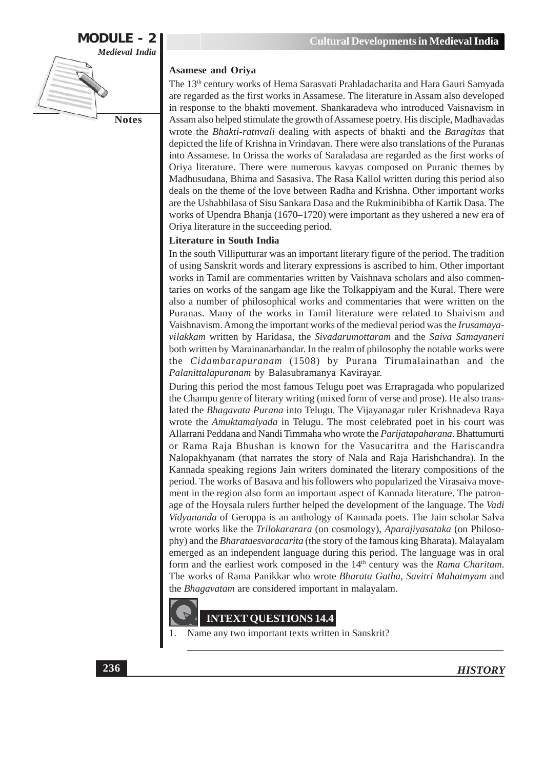**Asamese and Oriya**

The 13th century works of Hema Sarasvati Prahladacharita and Hara Gauri Samyada are regarded as the first works in Assamese. The literature in Assam also developed in response to the bhakti movement. Shankaradeva who introduced Vaisnavism in Assam also helped stimulate the growth of Assamese poetry. His disciple, Madhavadas wrote the *Bhakti-ratnvali* dealing with aspects of bhakti and the *Baragitas* that depicted the life of Krishna in Vrindavan. There were also translations of the Puranas into Assamese. In Orissa the works of Saraladasa are regarded as the first works of Oriya literature. There were numerous kavyas composed on Puranic themes by Madhusudana, Bhima and Sasasiva. The Rasa Kallol written during this period also deals on the theme of the love between Radha and Krishna. Other important works are the Ushabhilasa of Sisu Sankara Dasa and the Rukminibibha of Kartik Dasa. The works of Upendra Bhanja (1670–1720) were important as they ushered a new era of Oriya literature in the succeeding period.

**Literature in South India**

In the south Villiputturar was an important literary figure of the period. The tradition of using Sanskrit words and literary expressions is ascribed to him. Other important works in Tamil are commentaries written by Vaishnava scholars and also commentaries on works of the sangam age like the Tolkappiyam and the Kural. There were also a number of philosophical works and commentaries that were written on the Puranas. Many of the works in Tamil literature were related to Shaivism and Vaishnavism. Among the important works of the medieval period was the *Irusamaya-vilakkam* written by Haridasa, the *Sivadarumottaram* and the *Saiva Samayaneri* both written by Marainanarbandar. In the realm of philosophy the notable works were the *Cidambarapuranam* (1508) by Purana Tirumalainathan and the *Palanittalapuranam* by Balasubramanya Kavirayar.

During this period the most famous Telugu poet was Errapragada who popularized the Champu genre of literary writing (mixed form of verse and prose). He also translated the *Bhagavata Purana* into Telugu. The Vijayanagar ruler Krishnadeva Raya wrote the *Amuktamalyada* in Telugu. The most celebrated poet in his court was Allarrani Peddana and Nandi Timmaha who wrote the *Parijatapaharana*. Bhattumurti or Rama Raja Bhushan is known for the Vasucaritra and the Hariscandra Nalopakhyanam (that narrates the story of Nala and Raja Harishchandra). In the Kannada speaking regions Jain writers dominated the literary compositions of the period. The works of Basava and his followers who popularized the Virasaiva movement in the region also form an important aspect of Kannada literature. The patronage of the Hoysala rulers further helped the development of the language. The *Vadi Vidyananda* of Geroppa is an anthology of Kannada poets. The Jain scholar Salva wrote works like the *Trilokararara* (on cosmology), *Aparajiyasataka* (on Philosophy) and the *Bharataesvaracarita* (the story of the famous king Bharata). Malayalam emerged as an independent language during this period. The language was in oral form and the earliest work composed in the 14th century was the *Rama Charitam*. The works of Rama Panikkar who wrote *Bharata Gatha*, *Savitri Mahatmyam* and the *Bhagavatam* are considered important in malayalam.

**INTEXT QUESTIONS 14.4**

1. Name any two important texts written in Sanskrit?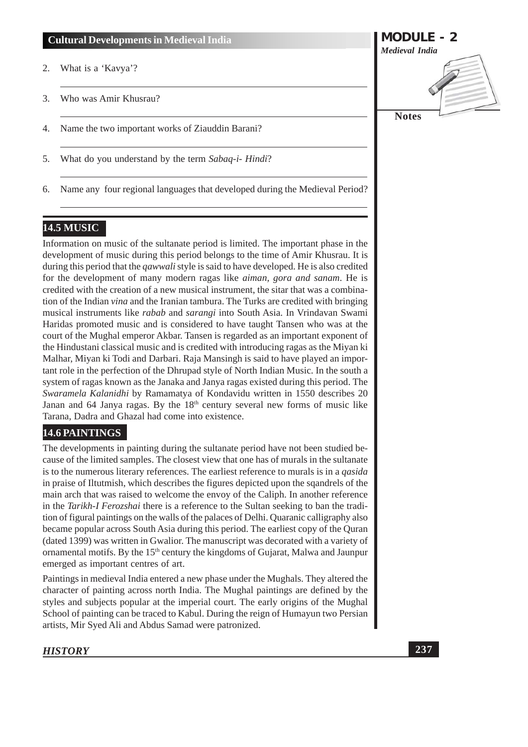2. What is a 'Kavya'?

3. Who was Amir Khusrau?

4. Name the two important works of Ziauddin Barani?

5. What do you understand by the term *Sabaq-i- Hindi*?

6. Name any four regional languages that developed during the Medieval Period?

## 14.5 MUSIC

Information on music of the sultanate period is limited. The important phase in the development of music during this period belongs to the time of Amir Khusrau. It is during this period that the *qawwali* style is said to have developed. He is also credited for the development of many modern ragas like *aiman, gora and sanam*. He is credited with the creation of a new musical instrument, the sitar that was a combination of the Indian *vina* and the Iranian tambura. The Turks are credited with bringing musical instruments like *rabab* and *sarangi* into South Asia. In Vrindavan Swami Haridas promoted music and is considered to have taught Tansen who was at the court of the Mughal emperor Akbar. Tansen is regarded as an important exponent of the Hindustani classical music and is credited with introducing ragas as the Miyan ki Malhar, Miyan ki Todi and Darbari. Raja Mansingh is said to have played an important role in the perfection of the Dhrupad style of North Indian Music. In the south a system of ragas known as the Janaka and Janya ragas existed during this period. The *Swaramela Kalanidhi* by Ramamatya of Kondavidu written in 1550 describes 20 Janan and 64 Janya ragas. By the 18th century several new forms of music like Tarana, Dadra and Ghazal had come into existence.

## 14.6 PAINTINGS

The developments in painting during the sultanate period have not been studied because of the limited samples. The closest view that one has of murals in the sultanate is to the numerous literary references. The earliest reference to murals is in a *qasida* in praise of Iltutmish, which describes the figures depicted upon the sqandrels of the main arch that was raised to welcome the envoy of the Caliph. In another reference in the *Tarikh-I Ferozshai* there is a reference to the Sultan seeking to ban the tradition of figural paintings on the walls of the palaces of Delhi. Quaranic calligraphy also became popular across South Asia during this period. The earliest copy of the Quran (dated 1399) was written in Gwalior. The manuscript was decorated with a variety of ornamental motifs. By the 15th century the kingdoms of Gujarat, Malwa and Jaunpur emerged as important centres of art.

Paintings in medieval India entered a new phase under the Mughals. They altered the character of painting across north India. The Mughal paintings are defined by the styles and subjects popular at the imperial court. The early origins of the Mughal School of painting can be traced to Kabul. During the reign of Humayun two Persian artists, Mir Syed Ali and Abdus Samad were patronized.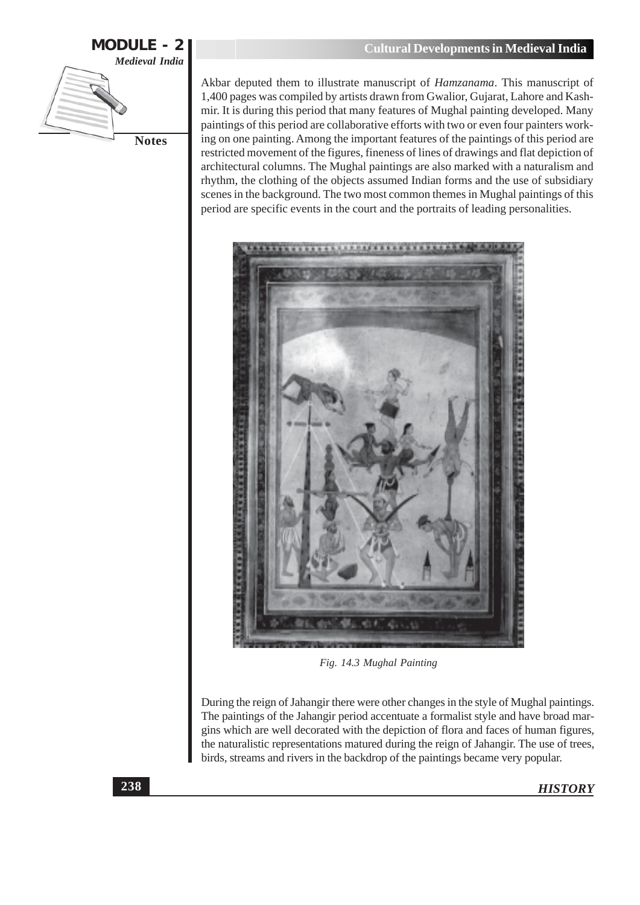Akbar deputed them to illustrate manuscript of *Hamzanama*. This manuscript of 1,400 pages was compiled by artists drawn from Gwalior, Gujarat, Lahore and Kashmir. It is during this period that many features of Mughal painting developed. Many paintings of this period are collaborative efforts with two or even four painters working on one painting. Among the important features of the paintings of this period are restricted movement of the figures, fineness of lines of drawings and flat depiction of architectural columns. The Mughal paintings are also marked with a naturalism and rhythm, the clothing of the objects assumed Indian forms and the use of subsidiary scenes in the background. The two most common themes in Mughal paintings of this period are specific events in the court and the portraits of leading personalities.

*Fig. 14.3 Mughal Painting*

During the reign of Jahangir there were other changes in the style of Mughal paintings. The paintings of the Jahangir period accentuate a formalist style and have broad margins which are well decorated with the depiction of flora and faces of human figures, the naturalistic representations matured during the reign of Jahangir. The use of trees, birds, streams and rivers in the backdrop of the paintings became very popular.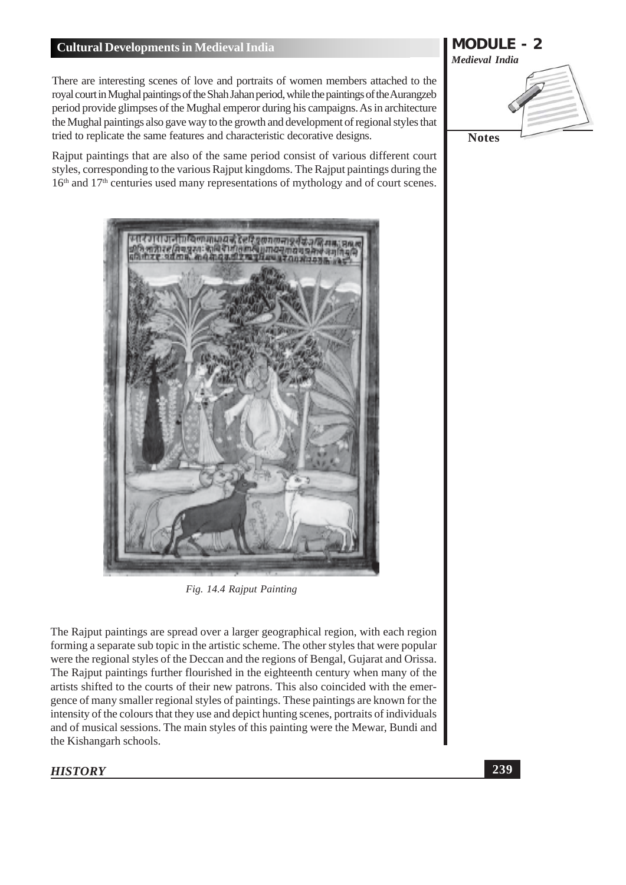There are interesting scenes of love and portraits of women members attached to the royal court in Mughal paintings of the Shah Jahan period, while the paintings of the Aurangzeb period provide glimpses of the Mughal emperor during his campaigns. As in architecture the Mughal paintings also gave way to the growth and development of regional styles that tried to replicate the same features and characteristic decorative designs.

Rajput paintings that are also of the same period consist of various different court styles, corresponding to the various Rajput kingdoms. The Rajput paintings during the 16th and 17th centuries used many representations of mythology and of court scenes.

*Fig. 14.4 Rajput Painting*

The Rajput paintings are spread over a larger geographical region, with each region forming a separate sub topic in the artistic scheme. The other styles that were popular were the regional styles of the Deccan and the regions of Bengal, Gujarat and Orissa. The Rajput paintings further flourished in the eighteenth century when many of the artists shifted to the courts of their new patrons. This also coincided with the emergence of many smaller regional styles of paintings. These paintings are known for the intensity of the colours that they use and depict hunting scenes, portraits of individuals and of musical sessions. The main styles of this painting were the Mewar, Bundi and the Kishangarh schools.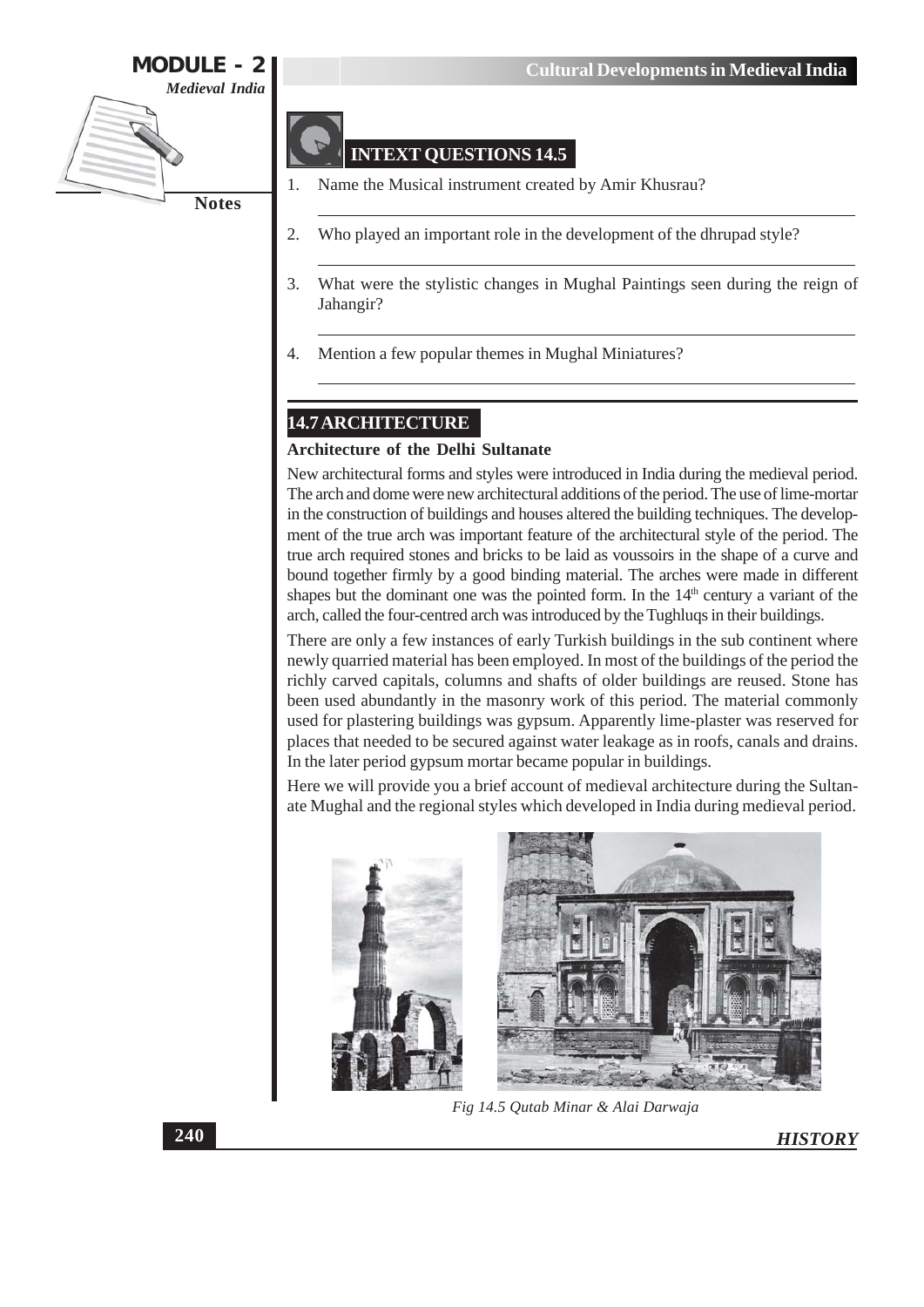## INTEXT QUESTIONS 14.5

1. Name the Musical instrument created by Amir Khusrau?
2. Who played an important role in the development of the dhrupad style?
3. What were the stylistic changes in Mughal Paintings seen during the reign of Jahangir?
4. Mention a few popular themes in Mughal Miniatures?

## 14.7 ARCHITECTURE

### Architecture of the Delhi Sultanate

New architectural forms and styles were introduced in India during the medieval period. The arch and dome were new architectural additions of the period. The use of lime-mortar in the construction of buildings and houses altered the building techniques. The development of the true arch was important feature of the architectural style of the period. The true arch required stones and bricks to be laid as voussoirs in the shape of a curve and bound together firmly by a good binding material. The arches were made in different shapes but the dominant one was the pointed form. In the 14th century a variant of the arch, called the four-centred arch was introduced by the Tughluqs in their buildings.

There are only a few instances of early Turkish buildings in the sub continent where newly quarried material has been employed. In most of the buildings of the period the richly carved capitals, columns and shafts of older buildings are reused. Stone has been used abundantly in the masonry work of this period. The material commonly used for plastering buildings was gypsum. Apparently lime-plaster was reserved for places that needed to be secured against water leakage as in roofs, canals and drains. In the later period gypsum mortar became popular in buildings.

Here we will provide you a brief account of medieval architecture during the Sultanate Mughal and the regional styles which developed in India during medieval period.

*Fig 14.5 Qutab Minar & Alai Darwaja*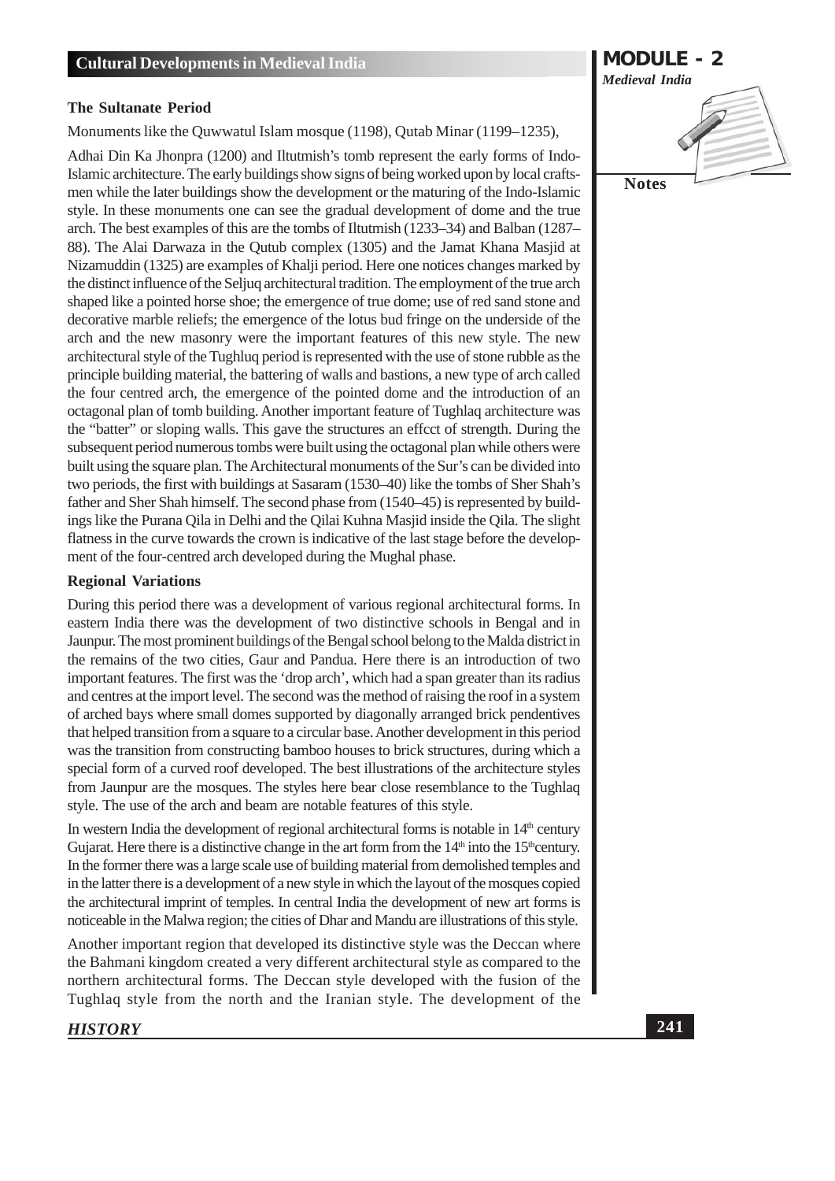### The Sultanate Period

Monuments like the Quwwatul Islam mosque (1198), Qutab Minar (1199–1235),

Adhai Din Ka Jhonpra (1200) and Iltutmish's tomb represent the early forms of Indo-Islamic architecture. The early buildings show signs of being worked upon by local crafts-men while the later buildings show the development or the maturing of the Indo-Islamic style. In these monuments one can see the gradual development of dome and the true arch. The best examples of this are the tombs of Iltutmish (1233–34) and Balban (1287–88). The Alai Darwaza in the Qutub complex (1305) and the Jamat Khana Masjid at Nizamuddin (1325) are examples of Khalji period. Here one notices changes marked by the distinct influence of the Seljuq architectural tradition. The employment of the true arch shaped like a pointed horse shoe; the emergence of true dome; use of red sand stone and decorative marble reliefs; the emergence of the lotus bud fringe on the underside of the arch and the new masonry were the important features of this new style. The new architectural style of the Tughluq period is represented with the use of stone rubble as the principle building material, the battering of walls and bastions, a new type of arch called the four centred arch, the emergence of the pointed dome and the introduction of an octagonal plan of tomb building. Another important feature of Tughlaq architecture was the "batter" or sloping walls. This gave the structures an effcct of strength. During the subsequent period numerous tombs were built using the octagonal plan while others were built using the square plan. The Architectural monuments of the Sur's can be divided into two periods, the first with buildings at Sasaram (1530–40) like the tombs of Sher Shah's father and Sher Shah himself. The second phase from (1540–45) is represented by buildings like the Purana Qila in Delhi and the Qilai Kuhna Masjid inside the Qila. The slight flatness in the curve towards the crown is indicative of the last stage before the development of the four-centred arch developed during the Mughal phase.

### Regional Variations

During this period there was a development of various regional architectural forms. In eastern India there was the development of two distinctive schools in Bengal and in Jaunpur. The most prominent buildings of the Bengal school belong to the Malda district in the remains of the two cities, Gaur and Pandua. Here there is an introduction of two important features. The first was the 'drop arch', which had a span greater than its radius and centres at the import level. The second was the method of raising the roof in a system of arched bays where small domes supported by diagonally arranged brick pendentives that helped transition from a square to a circular base. Another development in this period was the transition from constructing bamboo houses to brick structures, during which a special form of a curved roof developed. The best illustrations of the architecture styles from Jaunpur are the mosques. The styles here bear close resemblance to the Tughlaq style. The use of the arch and beam are notable features of this style.

In western India the development of regional architectural forms is notable in 14th century Gujarat. Here there is a distinctive change in the art form from the 14th into the 15th century. In the former there was a large scale use of building material from demolished temples and in the latter there is a development of a new style in which the layout of the mosques copied the architectural imprint of temples. In central India the development of new art forms is noticeable in the Malwa region; the cities of Dhar and Mandu are illustrations of this style.

Another important region that developed its distinctive style was the Deccan where the Bahmani kingdom created a very different architectural style as compared to the northern architectural forms. The Deccan style developed with the fusion of the Tughlaq style from the north and the Iranian style. The development of the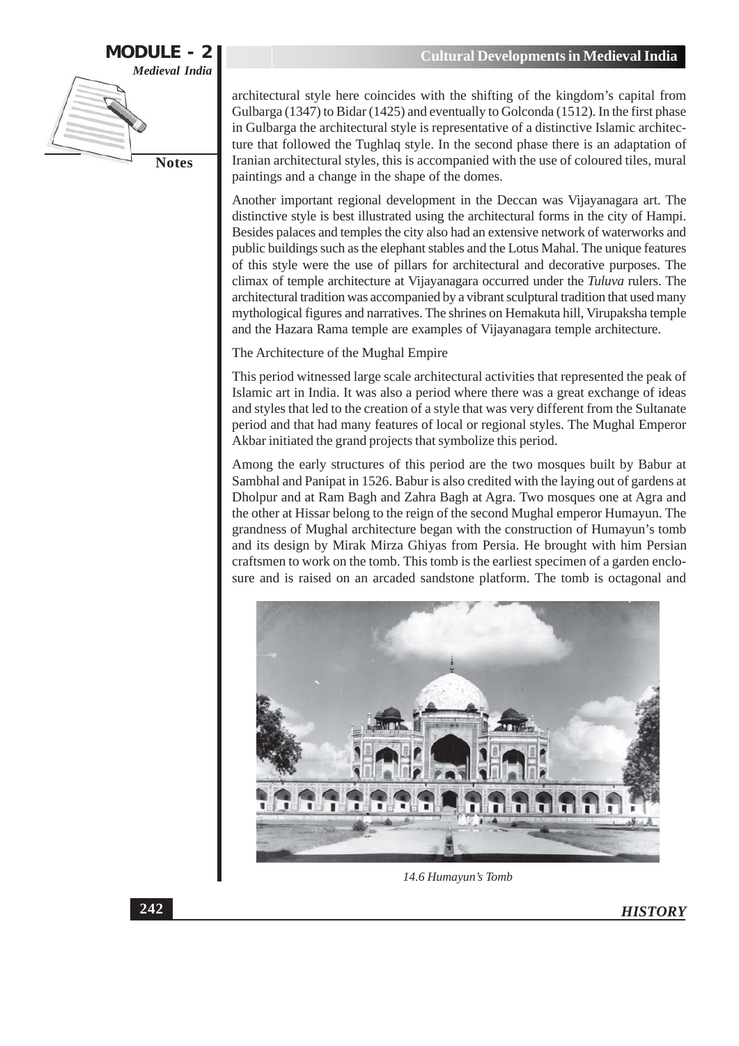architectural style here coincides with the shifting of the kingdom's capital from Gulbarga (1347) to Bidar (1425) and eventually to Golconda (1512). In the first phase in Gulbarga the architectural style is representative of a distinctive Islamic architecture that followed the Tughlaq style. In the second phase there is an adaptation of Iranian architectural styles, this is accompanied with the use of coloured tiles, mural paintings and a change in the shape of the domes.

Another important regional development in the Deccan was Vijayanagara art. The distinctive style is best illustrated using the architectural forms in the city of Hampi. Besides palaces and temples the city also had an extensive network of waterworks and public buildings such as the elephant stables and the Lotus Mahal. The unique features of this style were the use of pillars for architectural and decorative purposes. The climax of temple architecture at Vijayanagara occurred under the *Tuluva* rulers. The architectural tradition was accompanied by a vibrant sculptural tradition that used many mythological figures and narratives. The shrines on Hemakuta hill, Virupaksha temple and the Hazara Rama temple are examples of Vijayanagara temple architecture.

The Architecture of the Mughal Empire

This period witnessed large scale architectural activities that represented the peak of Islamic art in India. It was also a period where there was a great exchange of ideas and styles that led to the creation of a style that was very different from the Sultanate period and that had many features of local or regional styles. The Mughal Emperor Akbar initiated the grand projects that symbolize this period.

Among the early structures of this period are the two mosques built by Babur at Sambhal and Panipat in 1526. Babur is also credited with the laying out of gardens at Dholpur and at Ram Bagh and Zahra Bagh at Agra. Two mosques one at Agra and the other at Hissar belong to the reign of the second Mughal emperor Humayun. The grandness of Mughal architecture began with the construction of Humayun's tomb and its design by Mirak Mirza Ghiyas from Persia. He brought with him Persian craftsmen to work on the tomb. This tomb is the earliest specimen of a garden enclosure and is raised on an arcaded sandstone platform. The tomb is octagonal and

*14.6 Humayun's Tomb*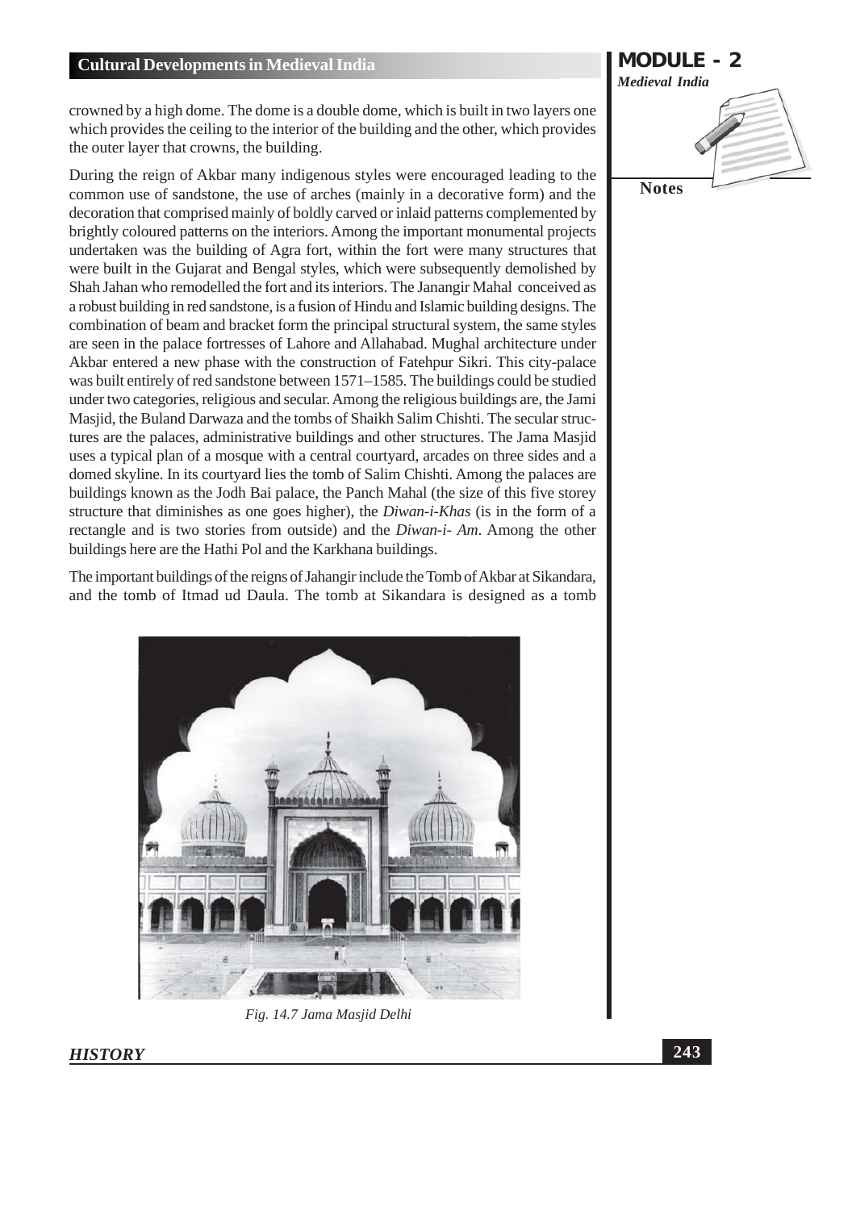crowned by a high dome. The dome is a double dome, which is built in two layers one which provides the ceiling to the interior of the building and the other, which provides the outer layer that crowns, the building.

During the reign of Akbar many indigenous styles were encouraged leading to the common use of sandstone, the use of arches (mainly in a decorative form) and the decoration that comprised mainly of boldly carved or inlaid patterns complemented by brightly coloured patterns on the interiors. Among the important monumental projects undertaken was the building of Agra fort, within the fort were many structures that were built in the Gujarat and Bengal styles, which were subsequently demolished by Shah Jahan who remodelled the fort and its interiors. The Janangir Mahal conceived as a robust building in red sandstone, is a fusion of Hindu and Islamic building designs. The combination of beam and bracket form the principal structural system, the same styles are seen in the palace fortresses of Lahore and Allahabad. Mughal architecture under Akbar entered a new phase with the construction of Fatehpur Sikri. This city-palace was built entirely of red sandstone between 1571–1585. The buildings could be studied under two categories, religious and secular. Among the religious buildings are, the Jami Masjid, the Buland Darwaza and the tombs of Shaikh Salim Chishti. The secular structures are the palaces, administrative buildings and other structures. The Jama Masjid uses a typical plan of a mosque with a central courtyard, arcades on three sides and a domed skyline. In its courtyard lies the tomb of Salim Chishti. Among the palaces are buildings known as the Jodh Bai palace, the Panch Mahal (the size of this five storey structure that diminishes as one goes higher), the *Diwan-i-Khas* (is in the form of a rectangle and is two stories from outside) and the *Diwan-i- Am*. Among the other buildings here are the Hathi Pol and the Karkhana buildings.

The important buildings of the reigns of Jahangir include the Tomb of Akbar at Sikandara, and the tomb of Itmad ud Daula. The tomb at Sikandara is designed as a tomb

*Fig. 14.7 Jama Masjid Delhi*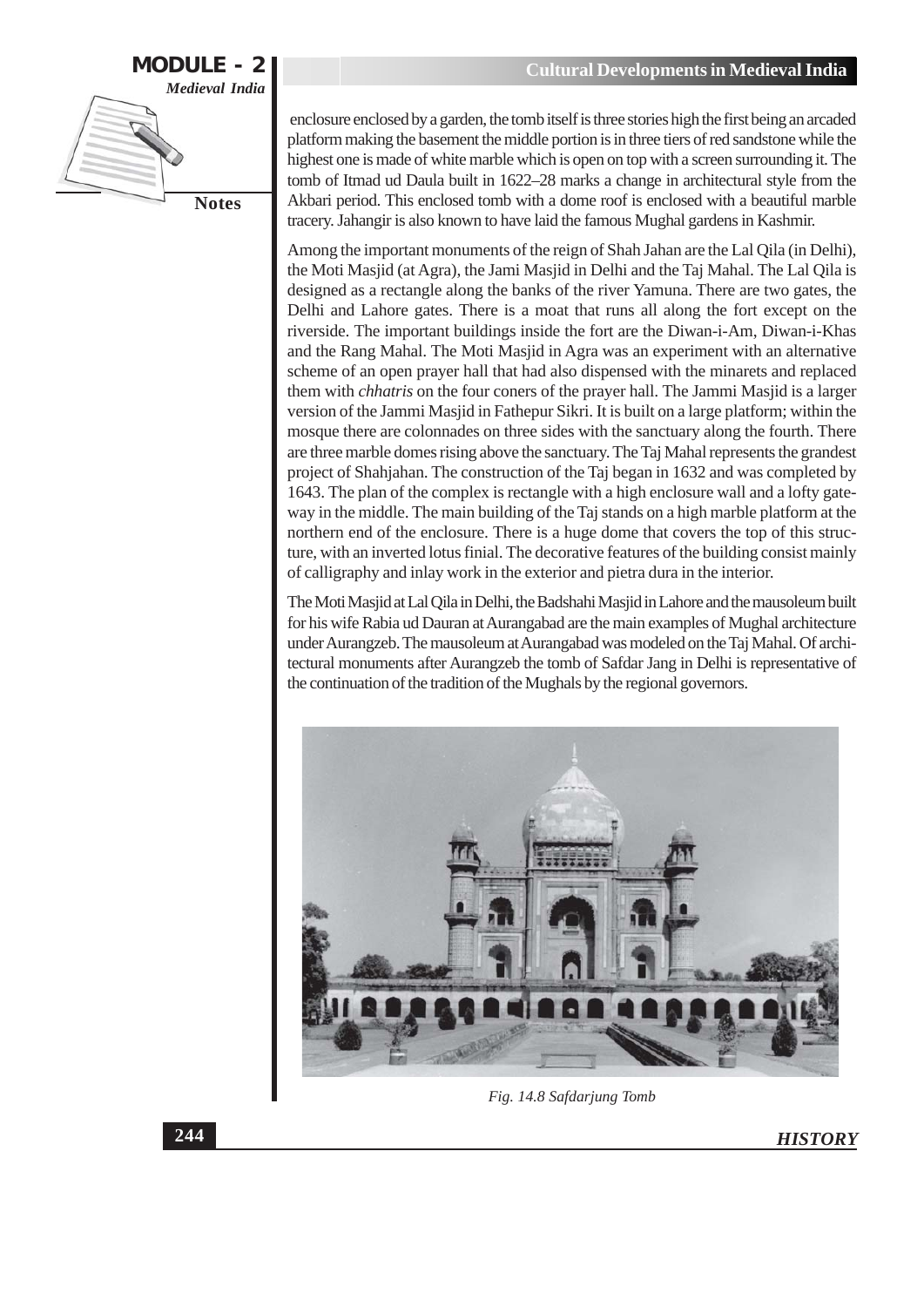enclosure enclosed by a garden, the tomb itself is three stories high the first being an arcaded platform making the basement the middle portion is in three tiers of red sandstone while the highest one is made of white marble which is open on top with a screen surrounding it. The tomb of Itmad ud Daula built in 1622–28 marks a change in architectural style from the Akbari period. This enclosed tomb with a dome roof is enclosed with a beautiful marble tracery. Jahangir is also known to have laid the famous Mughal gardens in Kashmir.

Among the important monuments of the reign of Shah Jahan are the Lal Qila (in Delhi), the Moti Masjid (at Agra), the Jami Masjid in Delhi and the Taj Mahal. The Lal Qila is designed as a rectangle along the banks of the river Yamuna. There are two gates, the Delhi and Lahore gates. There is a moat that runs all along the fort except on the riverside. The important buildings inside the fort are the Diwan-i-Am, Diwan-i-Khas and the Rang Mahal. The Moti Masjid in Agra was an experiment with an alternative scheme of an open prayer hall that had also dispensed with the minarets and replaced them with *chhatris* on the four coners of the prayer hall. The Jammi Masjid is a larger version of the Jammi Masjid in Fathepur Sikri. It is built on a large platform; within the mosque there are colonnades on three sides with the sanctuary along the fourth. There are three marble domes rising above the sanctuary. The Taj Mahal represents the grandest project of Shahjahan. The construction of the Taj began in 1632 and was completed by 1643. The plan of the complex is rectangle with a high enclosure wall and a lofty gateway in the middle. The main building of the Taj stands on a high marble platform at the northern end of the enclosure. There is a huge dome that covers the top of this structure, with an inverted lotus finial. The decorative features of the building consist mainly of calligraphy and inlay work in the exterior and pietra dura in the interior.

The Moti Masjid at Lal Qila in Delhi, the Badshahi Masjid in Lahore and the mausoleum built for his wife Rabia ud Dauran at Aurangabad are the main examples of Mughal architecture under Aurangzeb. The mausoleum at Aurangabad was modeled on the Taj Mahal. Of architectural monuments after Aurangzeb the tomb of Safdar Jang in Delhi is representative of the continuation of the tradition of the Mughals by the regional governors.

*Fig. 14.8 Safdarjung Tomb*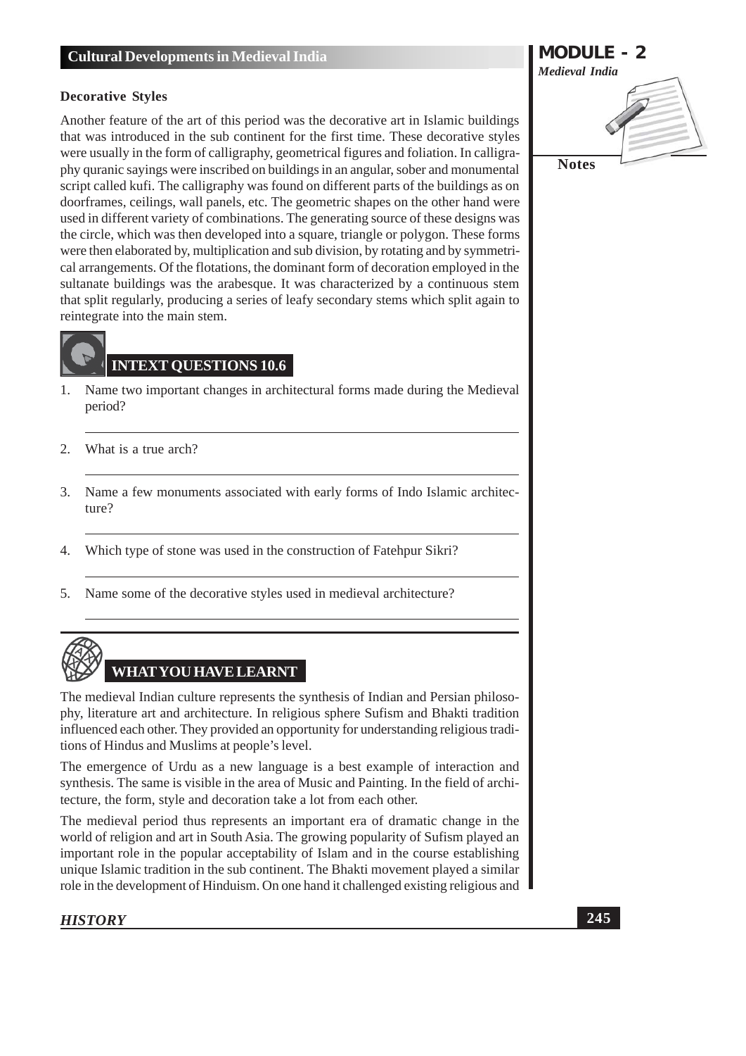### Decorative Styles

Another feature of the art of this period was the decorative art in Islamic buildings that was introduced in the sub continent for the first time. These decorative styles were usually in the form of calligraphy, geometrical figures and foliation. In calligraphy quranic sayings were inscribed on buildings in an angular, sober and monumental script called kufi. The calligraphy was found on different parts of the buildings as on doorframes, ceilings, wall panels, etc. The geometric shapes on the other hand were used in different variety of combinations. The generating source of these designs was the circle, which was then developed into a square, triangle or polygon. These forms were then elaborated by, multiplication and sub division, by rotating and by symmetrical arrangements. Of the flotations, the dominant form of decoration employed in the sultanate buildings was the arabesque. It was characterized by a continuous stem that split regularly, producing a series of leafy secondary stems which split again to reintegrate into the main stem.

## INTEXT QUESTIONS 10.6

1. Name two important changes in architectural forms made during the Medieval period?
2. What is a true arch?
3. Name a few monuments associated with early forms of Indo Islamic architecture?
4. Which type of stone was used in the construction of Fatehpur Sikri?
5. Name some of the decorative styles used in medieval architecture?

## WHAT YOU HAVE LEARNT

The medieval Indian culture represents the synthesis of Indian and Persian philosophy, literature art and architecture. In religious sphere Sufism and Bhakti tradition influenced each other. They provided an opportunity for understanding religious traditions of Hindus and Muslims at people's level.

The emergence of Urdu as a new language is a best example of interaction and synthesis. The same is visible in the area of Music and Painting. In the field of architecture, the form, style and decoration take a lot from each other.

The medieval period thus represents an important era of dramatic change in the world of religion and art in South Asia. The growing popularity of Sufism played an important role in the popular acceptability of Islam and in the course establishing unique Islamic tradition in the sub continent. The Bhakti movement played a similar role in the development of Hinduism. On one hand it challenged existing religious and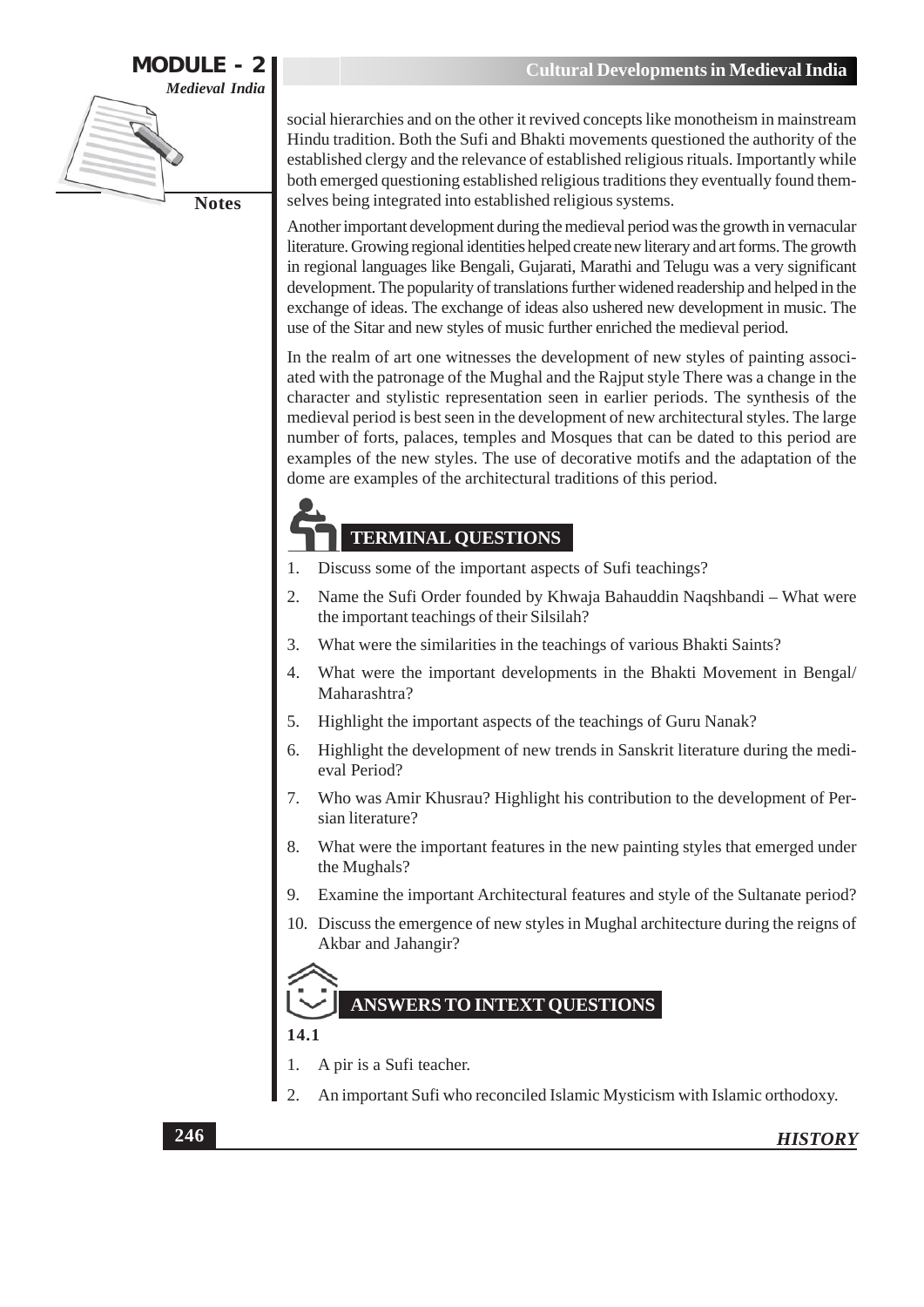social hierarchies and on the other it revived concepts like monotheism in mainstream Hindu tradition. Both the Sufi and Bhakti movements questioned the authority of the established clergy and the relevance of established religious rituals. Importantly while both emerged questioning established religious traditions they eventually found themselves being integrated into established religious systems.

Another important development during the medieval period was the growth in vernacular literature. Growing regional identities helped create new literary and art forms. The growth in regional languages like Bengali, Gujarati, Marathi and Telugu was a very significant development. The popularity of translations further widened readership and helped in the exchange of ideas. The exchange of ideas also ushered new development in music. The use of the Sitar and new styles of music further enriched the medieval period.

In the realm of art one witnesses the development of new styles of painting associated with the patronage of the Mughal and the Rajput style There was a change in the character and stylistic representation seen in earlier periods. The synthesis of the medieval period is best seen in the development of new architectural styles. The large number of forts, palaces, temples and Mosques that can be dated to this period are examples of the new styles. The use of decorative motifs and the adaptation of the dome are examples of the architectural traditions of this period.

## TERMINAL QUESTIONS

1. Discuss some of the important aspects of Sufi teachings?
2. Name the Sufi Order founded by Khwaja Bahauddin Naqshbandi – What were the important teachings of their Silsilah?
3. What were the similarities in the teachings of various Bhakti Saints?
4. What were the important developments in the Bhakti Movement in Bengal/ Maharashtra?
5. Highlight the important aspects of the teachings of Guru Nanak?
6. Highlight the development of new trends in Sanskrit literature during the medieval Period?
7. Who was Amir Khusrau? Highlight his contribution to the development of Persian literature?
8. What were the important features in the new painting styles that emerged under the Mughals?
9. Examine the important Architectural features and style of the Sultanate period?
10. Discuss the emergence of new styles in Mughal architecture during the reigns of Akbar and Jahangir?

## ANSWERS TO INTEXT QUESTIONS

**14.1**

1. A pir is a Sufi teacher.
2. An important Sufi who reconciled Islamic Mysticism with Islamic orthodoxy.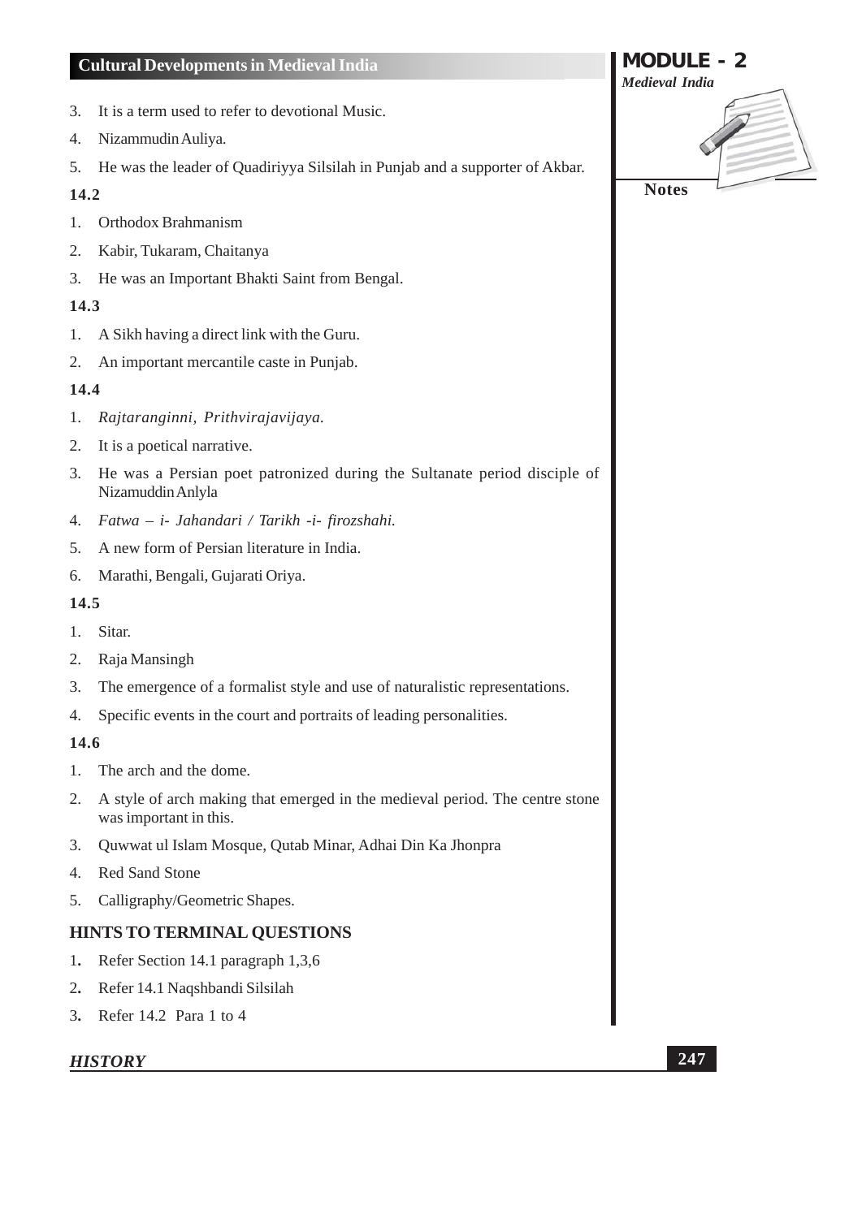3. It is a term used to refer to devotional Music.
4. Nizammudin Auliya.
5. He was the leader of Quadiriyya Silsilah in Punjab and a supporter of Akbar.

**14.2**

1. Orthodox Brahmanism
2. Kabir, Tukaram, Chaitanya
3. He was an Important Bhakti Saint from Bengal.

**14.3**

1. A Sikh having a direct link with the Guru.
2. An important mercantile caste in Punjab.

**14.4**

1. *Rajtaranginni, Prithvirajavijaya.*
2. It is a poetical narrative.
3. He was a Persian poet patronized during the Sultanate period disciple of Nizamuddin Anlyla
4. *Fatwa – i- Jahandari / Tarikh -i- firozshahi.*
5. A new form of Persian literature in India.
6. Marathi, Bengali, Gujarati Oriya.

**14.5**

1. Sitar.
2. Raja Mansingh
3. The emergence of a formalist style and use of naturalistic representations.
4. Specific events in the court and portraits of leading personalities.

**14.6**

1. The arch and the dome.
2. A style of arch making that emerged in the medieval period. The centre stone was important in this.
3. Quwwat ul Islam Mosque, Qutab Minar, Adhai Din Ka Jhonpra
4. Red Sand Stone
5. Calligraphy/Geometric Shapes.

## HINTS TO TERMINAL QUESTIONS

1. Refer Section 14.1 paragraph 1,3,6
2. Refer 14.1 Naqshbandi Silsilah
3. Refer 14.2 Para 1 to 4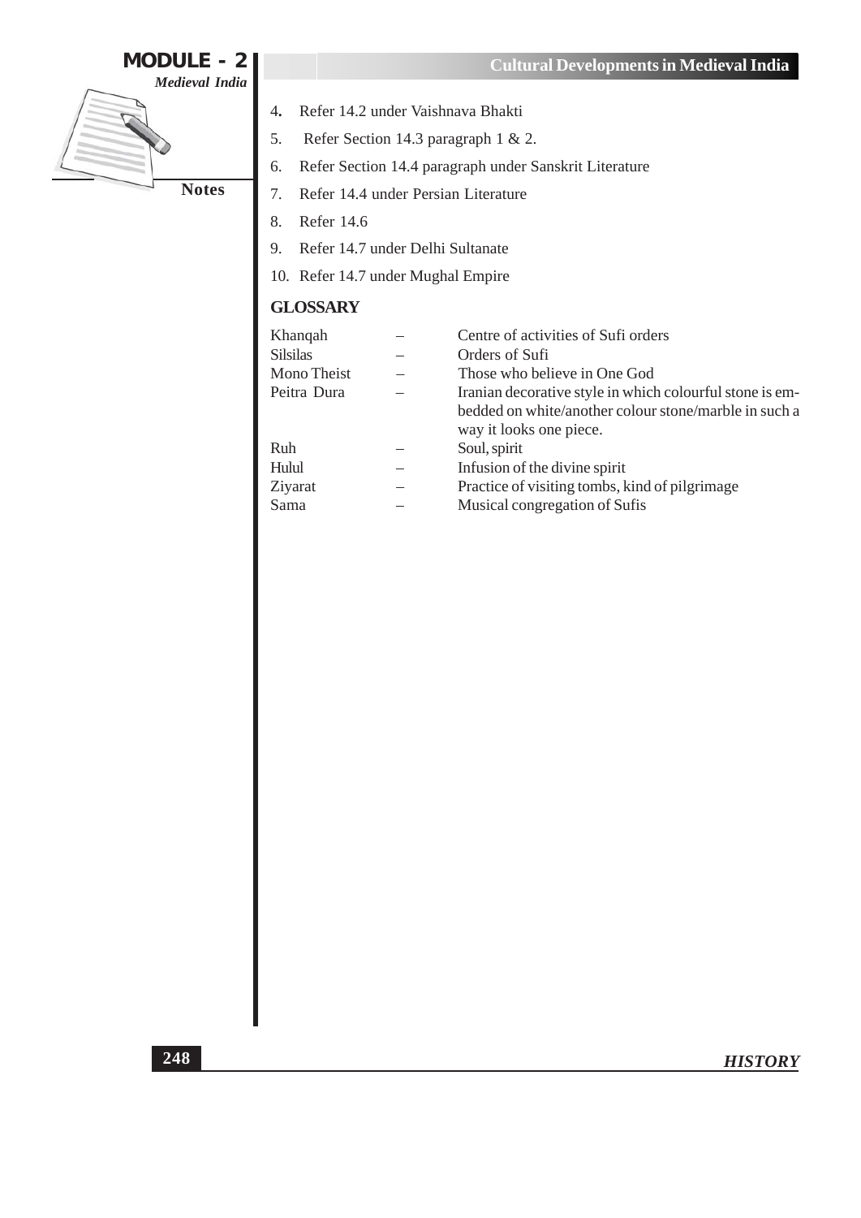4. Refer 14.2 under Vaishnava Bhakti
5. Refer Section 14.3 paragraph 1 & 2.
6. Refer Section 14.4 paragraph under Sanskrit Literature
7. Refer 14.4 under Persian Literature
8. Refer 14.6
9. Refer 14.7 under Delhi Sultanate
10. Refer 14.7 under Mughal Empire

## GLOSSARY

| | | |
|---|---|---|
| Khanqah | – | Centre of activities of Sufi orders |
| Silsilas | – | Orders of Sufi |
| Mono Theist | – | Those who believe in One God |
| Peitra Dura | – | Iranian decorative style in which colourful stone is embedded on white/another colour stone/marble in such a way it looks one piece. |
| Ruh | – | Soul, spirit |
| Hulul | – | Infusion of the divine spirit |
| Ziyarat | – | Practice of visiting tombs, kind of pilgrimage |
| Sama | – | Musical congregation of Sufis |